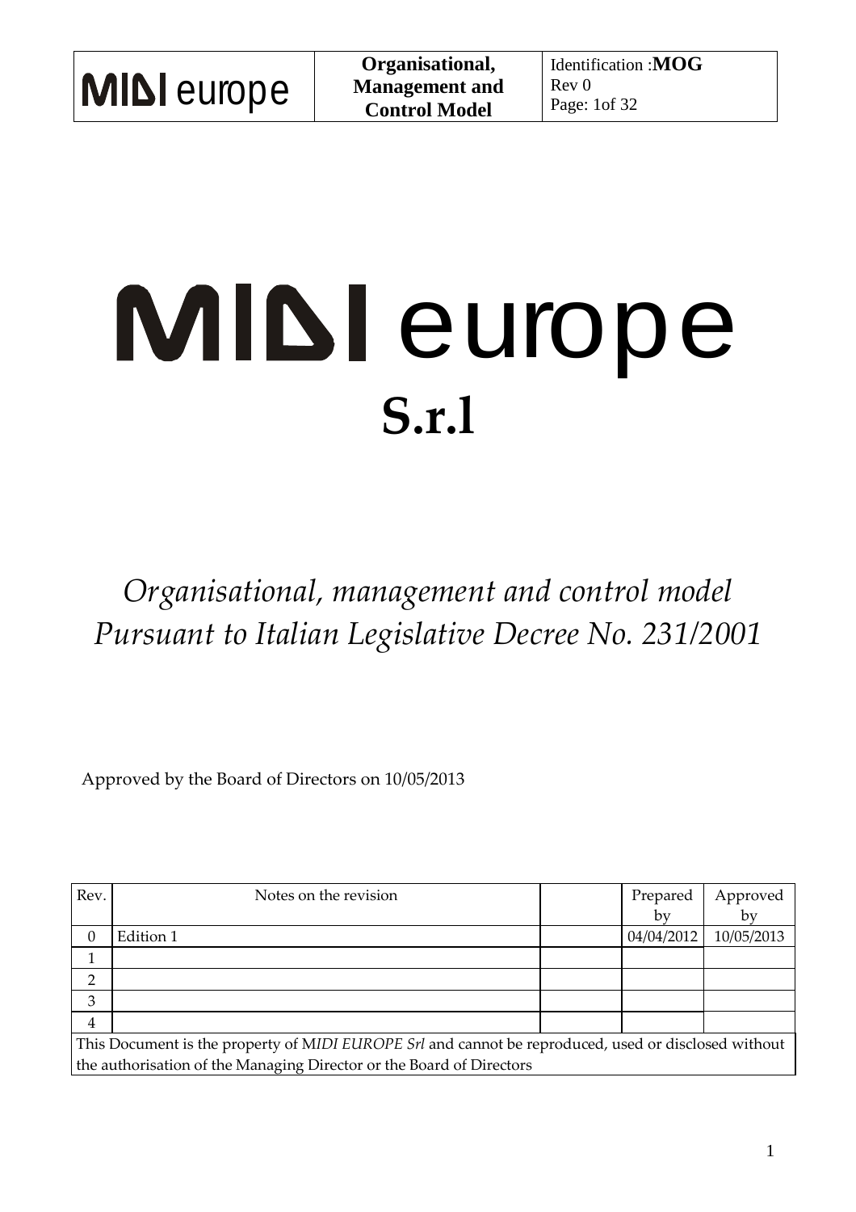# MIDI europe

# S.r.l

*Organisational, management and control model*
*Pursuant to Italian Legislative Decree No. 231/2001*

Approved by the Board of Directors on 10/05/2013

| Rev. | Notes on the revision | | Prepared by | Approved by |
|---|---|---|---|---|
| 0 | Edition 1 | | 04/04/2012 | 10/05/2013 |
| 1 | | | | |
| 2 | | | | |
| 3 | | | | |
| 4 | | | | |

This Document is the property of M*IDI EUROPE Srl* and cannot be reproduced, used or disclosed without the authorisation of the Managing Director or the Board of Directors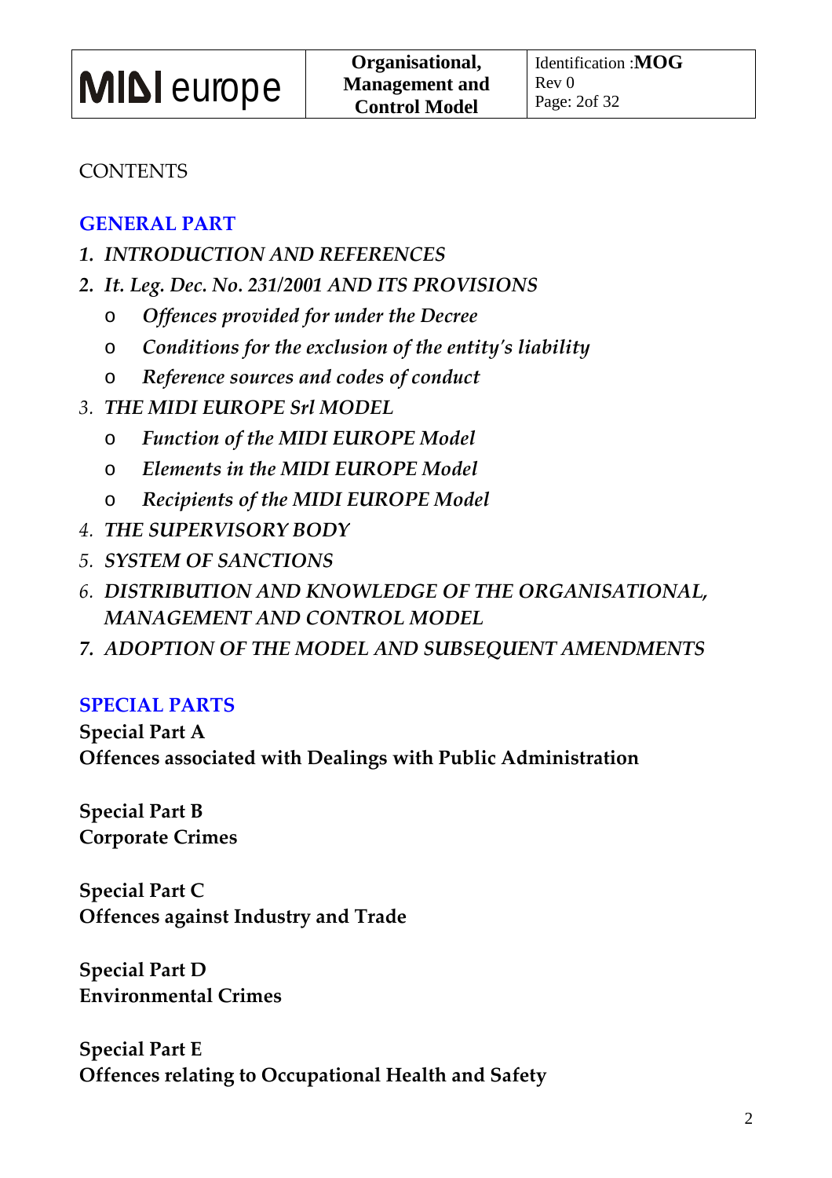CONTENTS

## GENERAL PART

1. *INTRODUCTION AND REFERENCES*
2. *It. Leg. Dec. No. 231/2001 AND ITS PROVISIONS*
   - *Offences provided for under the Decree*
   - *Conditions for the exclusion of the entity's liability*
   - *Reference sources and codes of conduct*
3. *THE MIDI EUROPE Srl MODEL*
   - *Function of the MIDI EUROPE Model*
   - *Elements in the MIDI EUROPE Model*
   - *Recipients of the MIDI EUROPE Model*
4. *THE SUPERVISORY BODY*
5. *SYSTEM OF SANCTIONS*
6. *DISTRIBUTION AND KNOWLEDGE OF THE ORGANISATIONAL, MANAGEMENT AND CONTROL MODEL*
7. *ADOPTION OF THE MODEL AND SUBSEQUENT AMENDMENTS*

## SPECIAL PARTS

**Special Part A**
**Offences associated with Dealings with Public Administration**

**Special Part B**
**Corporate Crimes**

**Special Part C**
**Offences against Industry and Trade**

**Special Part D**
**Environmental Crimes**

**Special Part E**
**Offences relating to Occupational Health and Safety**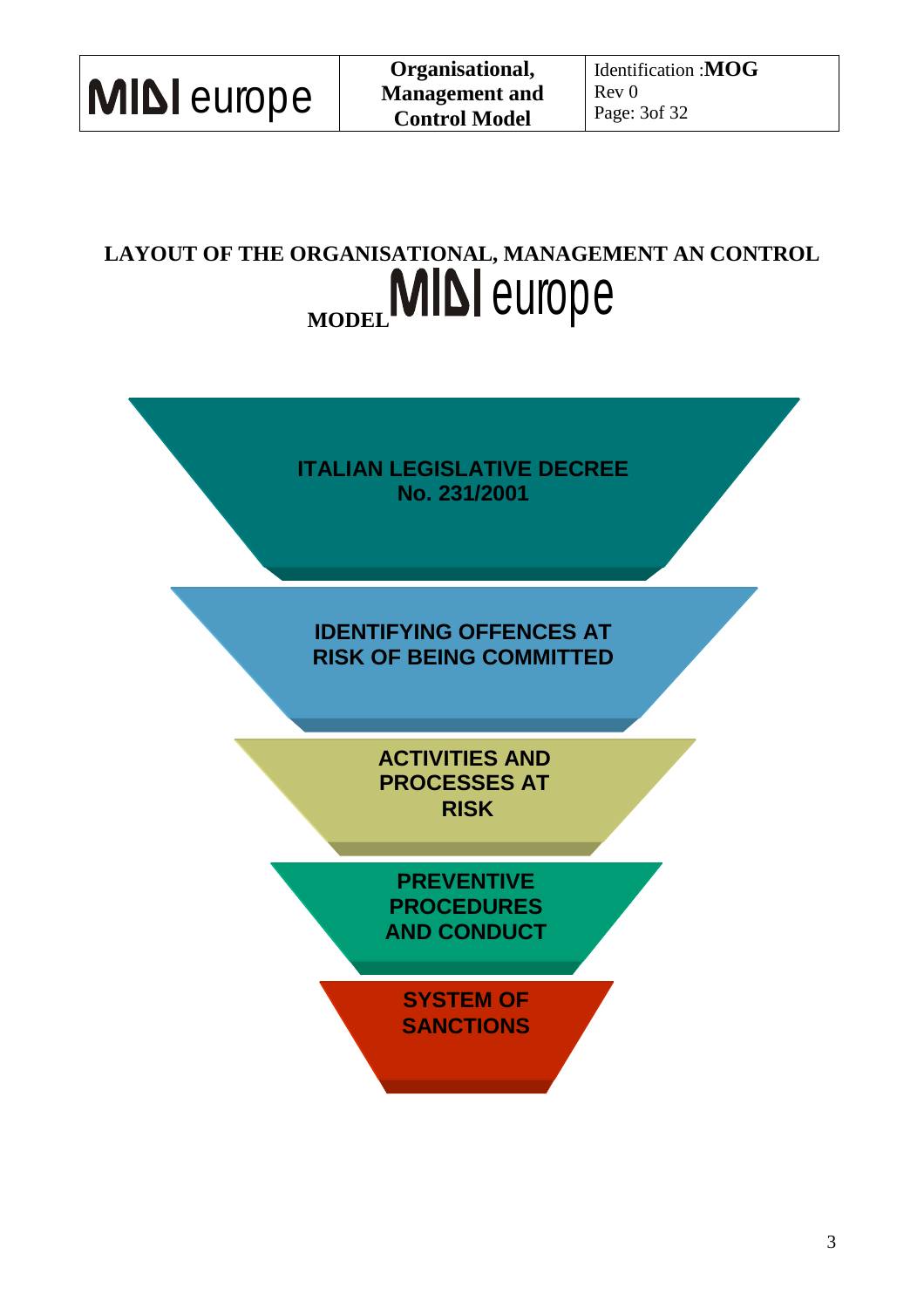# LAYOUT OF THE ORGANISATIONAL, MANAGEMENT AN CONTROL MODEL MIDI europe

**ITALIAN LEGISLATIVE DECREE No. 231/2001**

**IDENTIFYING OFFENCES AT RISK OF BEING COMMITTED**

**ACTIVITIES AND PROCESSES AT RISK**

**PREVENTIVE PROCEDURES AND CONDUCT**

**SYSTEM OF SANCTIONS**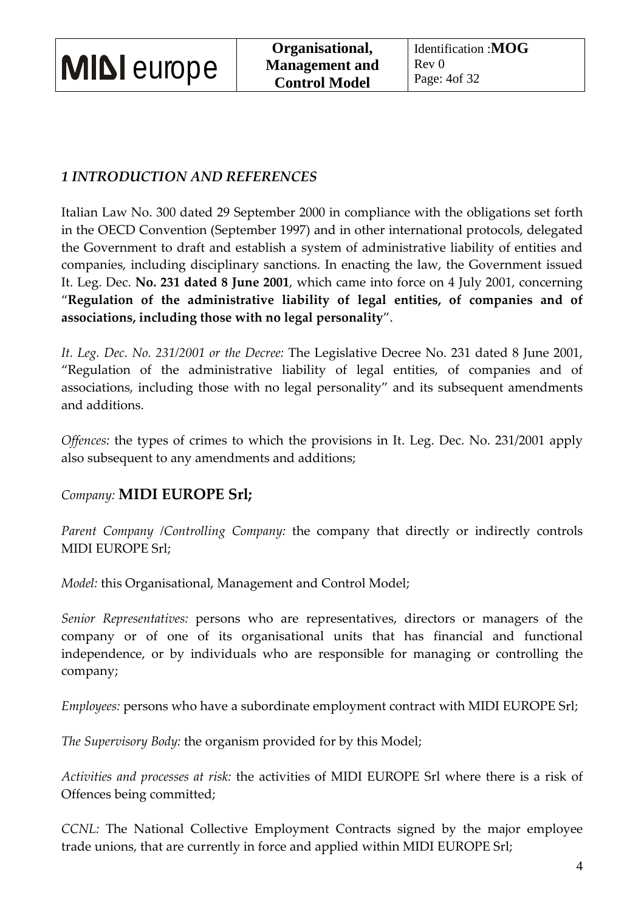## *1 INTRODUCTION AND REFERENCES*

Italian Law No. 300 dated 29 September 2000 in compliance with the obligations set forth in the OECD Convention (September 1997) and in other international protocols, delegated the Government to draft and establish a system of administrative liability of entities and companies, including disciplinary sanctions. In enacting the law, the Government issued It. Leg. Dec. **No. 231 dated 8 June 2001**, which came into force on 4 July 2001, concerning "**Regulation of the administrative liability of legal entities, of companies and of associations, including those with no legal personality**".

*It. Leg. Dec. No. 231/2001 or the Decree:* The Legislative Decree No. 231 dated 8 June 2001, "Regulation of the administrative liability of legal entities, of companies and of associations, including those with no legal personality" and its subsequent amendments and additions.

*Offences:* the types of crimes to which the provisions in It. Leg. Dec. No. 231/2001 apply also subsequent to any amendments and additions;

*Company:* **MIDI EUROPE Srl;**

*Parent Company /Controlling Company:* the company that directly or indirectly controls MIDI EUROPE Srl;

*Model:* this Organisational, Management and Control Model;

*Senior Representatives:* persons who are representatives, directors or managers of the company or of one of its organisational units that has financial and functional independence, or by individuals who are responsible for managing or controlling the company;

*Employees:* persons who have a subordinate employment contract with MIDI EUROPE Srl;

*The Supervisory Body:* the organism provided for by this Model;

*Activities and processes at risk:* the activities of MIDI EUROPE Srl where there is a risk of Offences being committed;

*CCNL:* The National Collective Employment Contracts signed by the major employee trade unions, that are currently in force and applied within MIDI EUROPE Srl;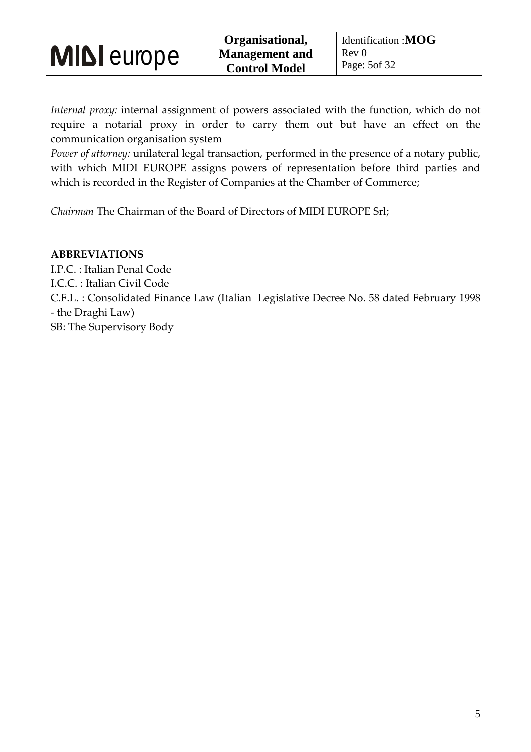*Internal proxy:* internal assignment of powers associated with the function, which do not require a notarial proxy in order to carry them out but have an effect on the communication organisation system

*Power of attorney:* unilateral legal transaction, performed in the presence of a notary public, with which MIDI EUROPE assigns powers of representation before third parties and which is recorded in the Register of Companies at the Chamber of Commerce;

*Chairman* The Chairman of the Board of Directors of MIDI EUROPE Srl;

**ABBREVIATIONS**

I.P.C. : Italian Penal Code
I.C.C. : Italian Civil Code
C.F.L. : Consolidated Finance Law (Italian Legislative Decree No. 58 dated February 1998 - the Draghi Law)
SB: The Supervisory Body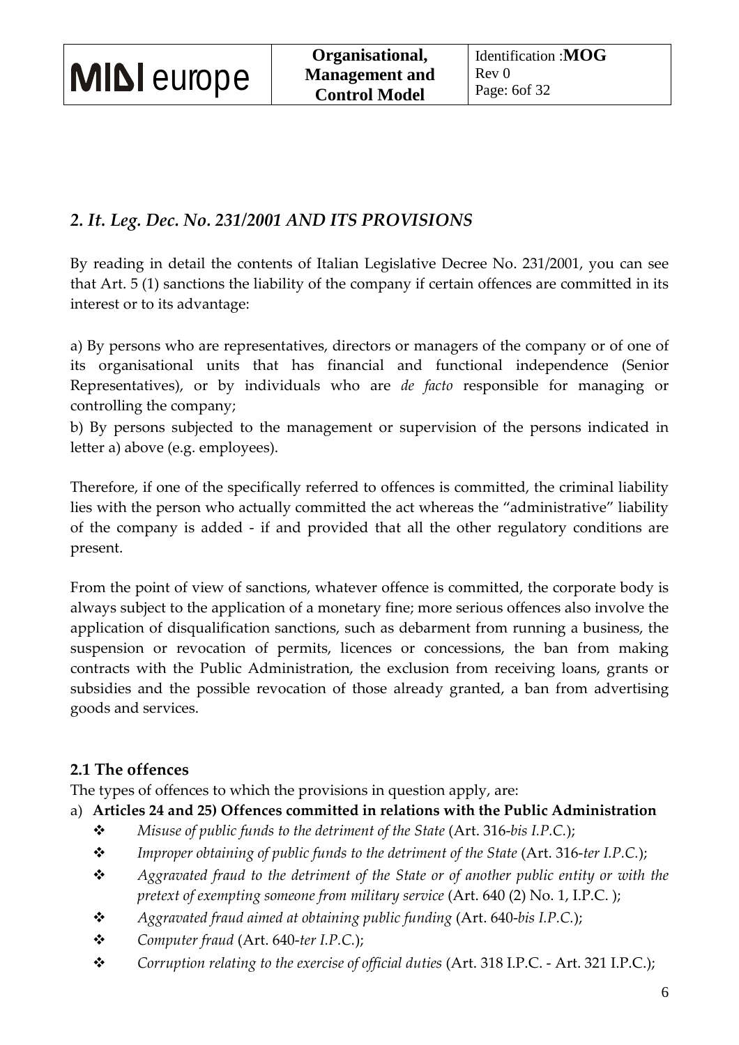## *2. It. Leg. Dec. No. 231/2001 AND ITS PROVISIONS*

By reading in detail the contents of Italian Legislative Decree No. 231/2001, you can see that Art. 5 (1) sanctions the liability of the company if certain offences are committed in its interest or to its advantage:

a) By persons who are representatives, directors or managers of the company or of one of its organisational units that has financial and functional independence (Senior Representatives), or by individuals who are *de facto* responsible for managing or controlling the company;

b) By persons subjected to the management or supervision of the persons indicated in letter a) above (e.g. employees).

Therefore, if one of the specifically referred to offences is committed, the criminal liability lies with the person who actually committed the act whereas the "administrative" liability of the company is added - if and provided that all the other regulatory conditions are present.

From the point of view of sanctions, whatever offence is committed, the corporate body is always subject to the application of a monetary fine; more serious offences also involve the application of disqualification sanctions, such as debarment from running a business, the suspension or revocation of permits, licences or concessions, the ban from making contracts with the Public Administration, the exclusion from receiving loans, grants or subsidies and the possible revocation of those already granted, a ban from advertising goods and services.

### 2.1 The offences

The types of offences to which the provisions in question apply, are:

a) **Articles 24 and 25) Offences committed in relations with the Public Administration**

- *Misuse of public funds to the detriment of the State* (Art. 316-*bis I.P.C.*);
- *Improper obtaining of public funds to the detriment of the State* (Art. 316-*ter I.P.C.*);
- *Aggravated fraud to the detriment of the State or of another public entity or with the pretext of exempting someone from military service* (Art. 640 (2) No. 1, I.P.C. );
- *Aggravated fraud aimed at obtaining public funding* (Art. 640-*bis I.P.C.*);
- *Computer fraud* (Art. 640-*ter I.P.C.*);
- *Corruption relating to the exercise of official duties* (Art. 318 I.P.C. - Art. 321 I.P.C.);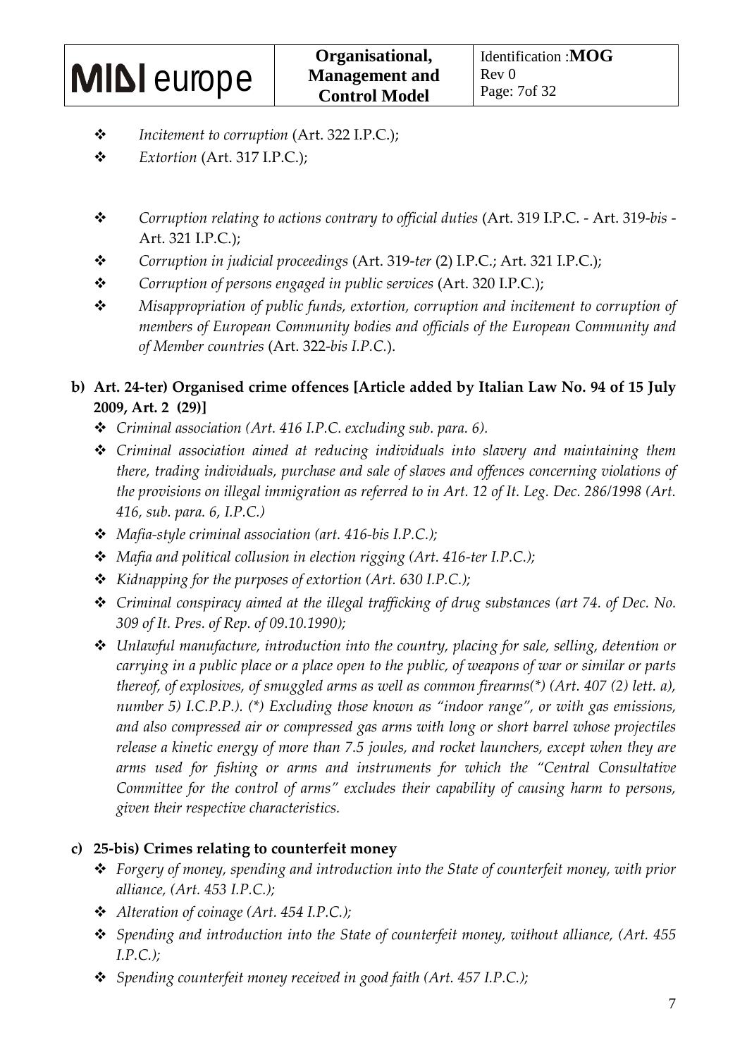- *Incitement to corruption* (Art. 322 I.P.C.);
- *Extortion* (Art. 317 I.P.C.);

- *Corruption relating to actions contrary to official duties* (Art. 319 I.P.C. - Art. 319-*bis* - Art. 321 I.P.C.);
- *Corruption in judicial proceedings* (Art. 319-*ter* (2) I.P.C.; Art. 321 I.P.C.);
- *Corruption of persons engaged in public services* (Art. 320 I.P.C.);
- *Misappropriation of public funds, extortion, corruption and incitement to corruption of members of European Community bodies and officials of the European Community and of Member countries* (Art. 322-*bis I.P.C.*).

**b) Art. 24-ter) Organised crime offences [Article added by Italian Law No. 94 of 15 July 2009, Art. 2 (29)]**

- *Criminal association (Art. 416 I.P.C. excluding sub. para. 6).*
- *Criminal association aimed at reducing individuals into slavery and maintaining them there, trading individuals, purchase and sale of slaves and offences concerning violations of the provisions on illegal immigration as referred to in Art. 12 of It. Leg. Dec. 286/1998 (Art. 416, sub. para. 6, I.P.C.)*
- *Mafia-style criminal association (art. 416-bis I.P.C.);*
- *Mafia and political collusion in election rigging (Art. 416-ter I.P.C.);*
- *Kidnapping for the purposes of extortion (Art. 630 I.P.C.);*
- *Criminal conspiracy aimed at the illegal trafficking of drug substances (art 74. of Dec. No. 309 of It. Pres. of Rep. of 09.10.1990);*
- *Unlawful manufacture, introduction into the country, placing for sale, selling, detention or carrying in a public place or a place open to the public, of weapons of war or similar or parts thereof, of explosives, of smuggled arms as well as common firearms(\*) (Art. 407 (2) lett. a), number 5) I.C.P.P.). (\*) Excluding those known as "indoor range", or with gas emissions, and also compressed air or compressed gas arms with long or short barrel whose projectiles release a kinetic energy of more than 7.5 joules, and rocket launchers, except when they are arms used for fishing or arms and instruments for which the "Central Consultative Committee for the control of arms" excludes their capability of causing harm to persons, given their respective characteristics.*

**c) 25-bis) Crimes relating to counterfeit money**

- *Forgery of money, spending and introduction into the State of counterfeit money, with prior alliance, (Art. 453 I.P.C.);*
- *Alteration of coinage (Art. 454 I.P.C.);*
- *Spending and introduction into the State of counterfeit money, without alliance, (Art. 455 I.P.C.);*
- *Spending counterfeit money received in good faith (Art. 457 I.P.C.);*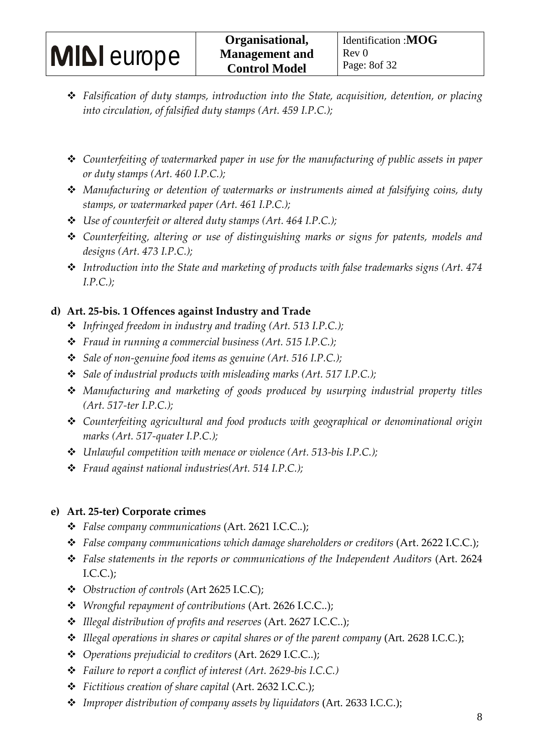- *Falsification of duty stamps, introduction into the State, acquisition, detention, or placing into circulation, of falsified duty stamps (Art. 459 I.P.C.);*
- *Counterfeiting of watermarked paper in use for the manufacturing of public assets in paper or duty stamps (Art. 460 I.P.C.);*
- *Manufacturing or detention of watermarks or instruments aimed at falsifying coins, duty stamps, or watermarked paper (Art. 461 I.P.C.);*
- *Use of counterfeit or altered duty stamps (Art. 464 I.P.C.);*
- *Counterfeiting, altering or use of distinguishing marks or signs for patents, models and designs (Art. 473 I.P.C.);*
- *Introduction into the State and marketing of products with false trademarks signs (Art. 474 I.P.C.);*

**d) Art. 25-bis. 1 Offences against Industry and Trade**

- *Infringed freedom in industry and trading (Art. 513 I.P.C.);*
- *Fraud in running a commercial business (Art. 515 I.P.C.);*
- *Sale of non-genuine food items as genuine (Art. 516 I.P.C.);*
- *Sale of industrial products with misleading marks (Art. 517 I.P.C.);*
- *Manufacturing and marketing of goods produced by usurping industrial property titles (Art. 517-ter I.P.C.);*
- *Counterfeiting agricultural and food products with geographical or denominational origin marks (Art. 517-quater I.P.C.);*
- *Unlawful competition with menace or violence (Art. 513-bis I.P.C.);*
- *Fraud against national industries(Art. 514 I.P.C.);*

**e) Art. 25-ter) Corporate crimes**

- *False company communications* (Art. 2621 I.C.C..);
- *False company communications which damage shareholders or creditors* (Art. 2622 I.C.C.);
- *False statements in the reports or communications of the Independent Auditors* (Art. 2624 I.C.C.);
- *Obstruction of controls* (Art 2625 I.C.C);
- *Wrongful repayment of contributions* (Art. 2626 I.C.C..);
- *Illegal distribution of profits and reserves* (Art. 2627 I.C.C..);
- *Illegal operations in shares or capital shares or of the parent company* (Art. 2628 I.C.C.);
- *Operations prejudicial to creditors* (Art. 2629 I.C.C..);
- *Failure to report a conflict of interest (Art. 2629-bis I.C.C.)*
- *Fictitious creation of share capital* (Art. 2632 I.C.C.);
- *Improper distribution of company assets by liquidators* (Art. 2633 I.C.C.);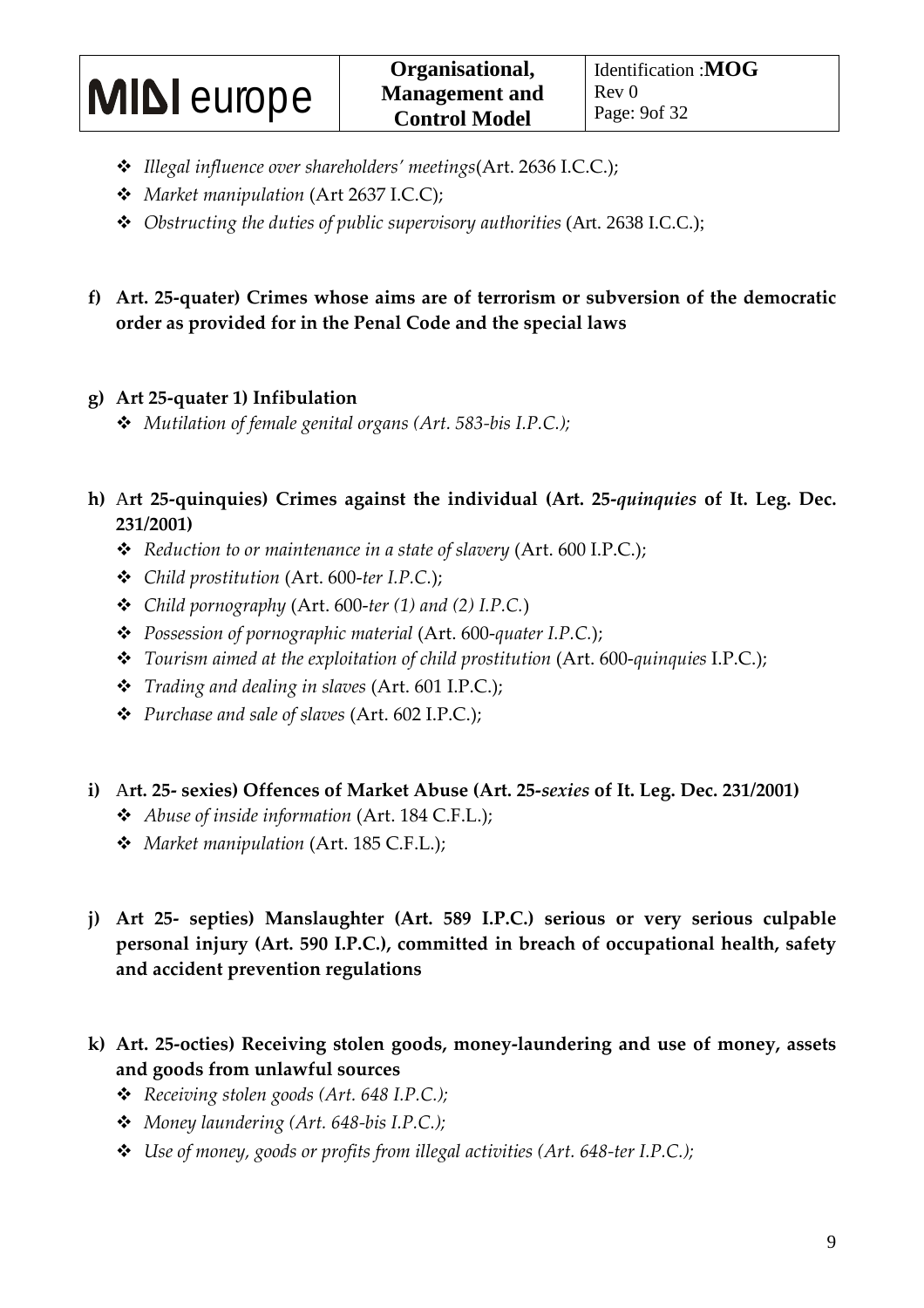- *Illegal influence over shareholders' meetings*(Art. 2636 I.C.C.);
- *Market manipulation* (Art 2637 I.C.C);
- *Obstructing the duties of public supervisory authorities* (Art. 2638 I.C.C.);

**f) Art. 25-quater) Crimes whose aims are of terrorism or subversion of the democratic order as provided for in the Penal Code and the special laws**

**g) Art 25-quater 1) Infibulation**

- *Mutilation of female genital organs (Art. 583-bis I.P.C.);*

**h) Art 25-quinquies) Crimes against the individual (Art. 25-*quinquies* of It. Leg. Dec. 231/2001)**

- *Reduction to or maintenance in a state of slavery* (Art. 600 I.P.C.);
- *Child prostitution* (Art. 600-*ter I.P.C.*);
- *Child pornography* (Art. 600-*ter (1) and (2) I.P.C.*)
- *Possession of pornographic material* (Art. 600-*quater I.P.C.*);
- *Tourism aimed at the exploitation of child prostitution* (Art. 600-*quinquies* I.P.C.);
- *Trading and dealing in slaves* (Art. 601 I.P.C.);
- *Purchase and sale of slaves* (Art. 602 I.P.C.);

**i) Art. 25- sexies) Offences of Market Abuse (Art. 25-*sexies* of It. Leg. Dec. 231/2001)**

- *Abuse of inside information* (Art. 184 C.F.L.);
- *Market manipulation* (Art. 185 C.F.L.);

**j) Art 25- septies) Manslaughter (Art. 589 I.P.C.) serious or very serious culpable personal injury (Art. 590 I.P.C.), committed in breach of occupational health, safety and accident prevention regulations**

**k) Art. 25-octies) Receiving stolen goods, money-laundering and use of money, assets and goods from unlawful sources**

- *Receiving stolen goods (Art. 648 I.P.C.);*
- *Money laundering (Art. 648-bis I.P.C.);*
- *Use of money, goods or profits from illegal activities (Art. 648-ter I.P.C.);*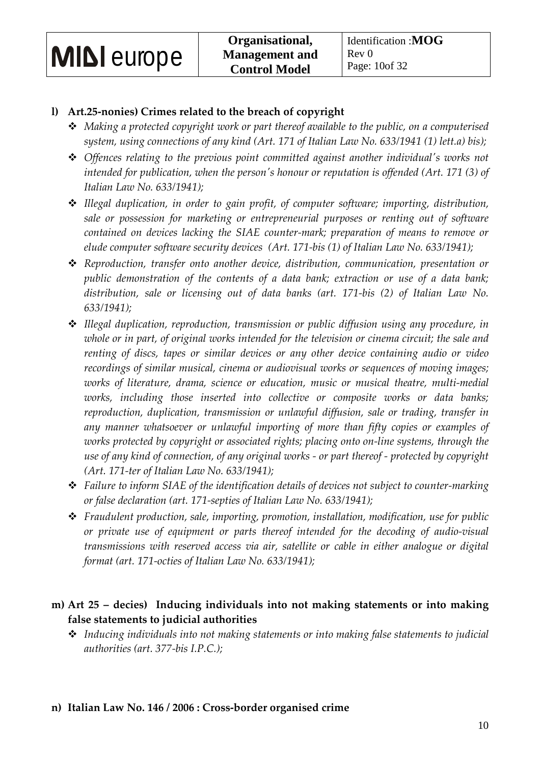**l) Art.25-nonies) Crimes related to the breach of copyright**

- *Making a protected copyright work or part thereof available to the public, on a computerised system, using connections of any kind (Art. 171 of Italian Law No. 633/1941 (1) lett.a) bis);*
- *Offences relating to the previous point committed against another individual's works not intended for publication, when the person's honour or reputation is offended (Art. 171 (3) of Italian Law No. 633/1941);*
- *Illegal duplication, in order to gain profit, of computer software; importing, distribution, sale or possession for marketing or entrepreneurial purposes or renting out of software contained on devices lacking the SIAE counter-mark; preparation of means to remove or elude computer software security devices (Art. 171-bis (1) of Italian Law No. 633/1941);*
- *Reproduction, transfer onto another device, distribution, communication, presentation or public demonstration of the contents of a data bank; extraction or use of a data bank; distribution, sale or licensing out of data banks (art. 171-bis (2) of Italian Law No. 633/1941);*
- *Illegal duplication, reproduction, transmission or public diffusion using any procedure, in whole or in part, of original works intended for the television or cinema circuit; the sale and renting of discs, tapes or similar devices or any other device containing audio or video recordings of similar musical, cinema or audiovisual works or sequences of moving images; works of literature, drama, science or education, music or musical theatre, multi-medial works, including those inserted into collective or composite works or data banks; reproduction, duplication, transmission or unlawful diffusion, sale or trading, transfer in any manner whatsoever or unlawful importing of more than fifty copies or examples of works protected by copyright or associated rights; placing onto on-line systems, through the use of any kind of connection, of any original works - or part thereof - protected by copyright (Art. 171-ter of Italian Law No. 633/1941);*
- *Failure to inform SIAE of the identification details of devices not subject to counter-marking or false declaration (art. 171-septies of Italian Law No. 633/1941);*
- *Fraudulent production, sale, importing, promotion, installation, modification, use for public or private use of equipment or parts thereof intended for the decoding of audio-visual transmissions with reserved access via air, satellite or cable in either analogue or digital format (art. 171-octies of Italian Law No. 633/1941);*

**m) Art 25 – decies) Inducing individuals into not making statements or into making false statements to judicial authorities**

- *Inducing individuals into not making statements or into making false statements to judicial authorities (art. 377-bis I.P.C.);*

**n) Italian Law No. 146 / 2006 : Cross-border organised crime**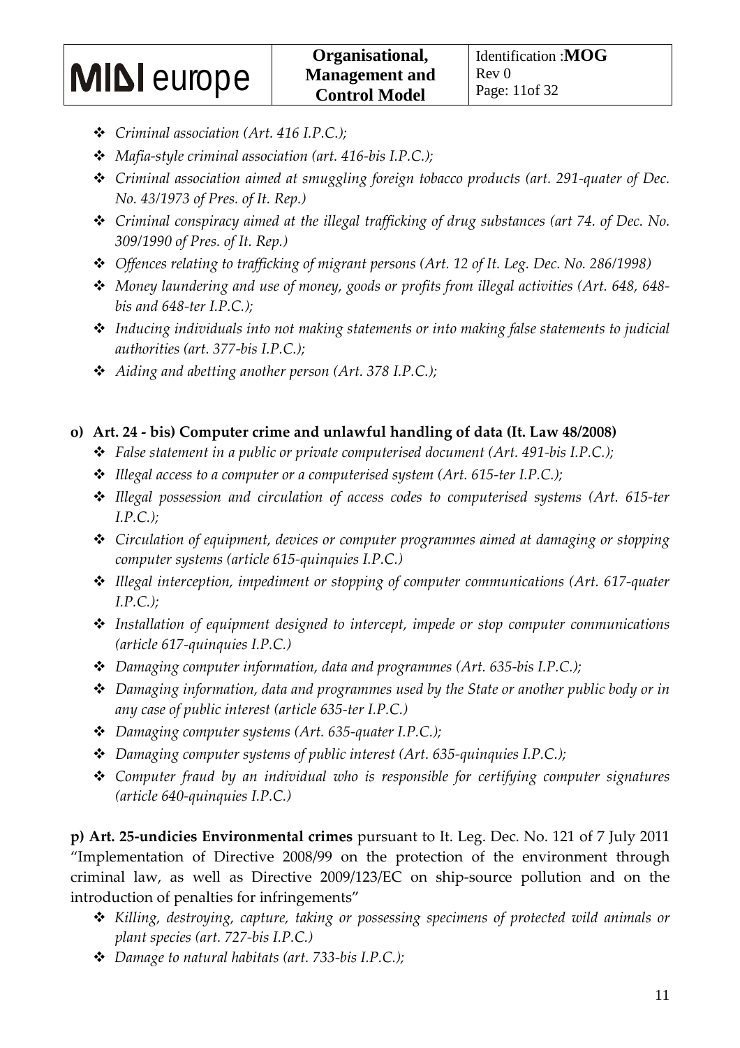- *Criminal association (Art. 416 I.P.C.);*
- *Mafia-style criminal association (art. 416-bis I.P.C.);*
- *Criminal association aimed at smuggling foreign tobacco products (art. 291-quater of Dec. No. 43/1973 of Pres. of It. Rep.)*
- *Criminal conspiracy aimed at the illegal trafficking of drug substances (art 74. of Dec. No. 309/1990 of Pres. of It. Rep.)*
- *Offences relating to trafficking of migrant persons (Art. 12 of It. Leg. Dec. No. 286/1998)*
- *Money laundering and use of money, goods or profits from illegal activities (Art. 648, 648-bis and 648-ter I.P.C.);*
- *Inducing individuals into not making statements or into making false statements to judicial authorities (art. 377-bis I.P.C.);*
- *Aiding and abetting another person (Art. 378 I.P.C.);*

**o) Art. 24 - bis) Computer crime and unlawful handling of data (It. Law 48/2008)**

- *False statement in a public or private computerised document (Art. 491-bis I.P.C.);*
- *Illegal access to a computer or a computerised system (Art. 615-ter I.P.C.);*
- *Illegal possession and circulation of access codes to computerised systems (Art. 615-ter I.P.C.);*
- *Circulation of equipment, devices or computer programmes aimed at damaging or stopping computer systems (article 615-quinquies I.P.C.)*
- *Illegal interception, impediment or stopping of computer communications (Art. 617-quater I.P.C.);*
- *Installation of equipment designed to intercept, impede or stop computer communications (article 617-quinquies I.P.C.)*
- *Damaging computer information, data and programmes (Art. 635-bis I.P.C.);*
- *Damaging information, data and programmes used by the State or another public body or in any case of public interest (article 635-ter I.P.C.)*
- *Damaging computer systems (Art. 635-quater I.P.C.);*
- *Damaging computer systems of public interest (Art. 635-quinquies I.P.C.);*
- *Computer fraud by an individual who is responsible for certifying computer signatures (article 640-quinquies I.P.C.)*

**p) Art. 25-undicies Environmental crimes** pursuant to It. Leg. Dec. No. 121 of 7 July 2011 "Implementation of Directive 2008/99 on the protection of the environment through criminal law, as well as Directive 2009/123/EC on ship-source pollution and on the introduction of penalties for infringements"

- *Killing, destroying, capture, taking or possessing specimens of protected wild animals or plant species (art. 727-bis I.P.C.)*
- *Damage to natural habitats (art. 733-bis I.P.C.);*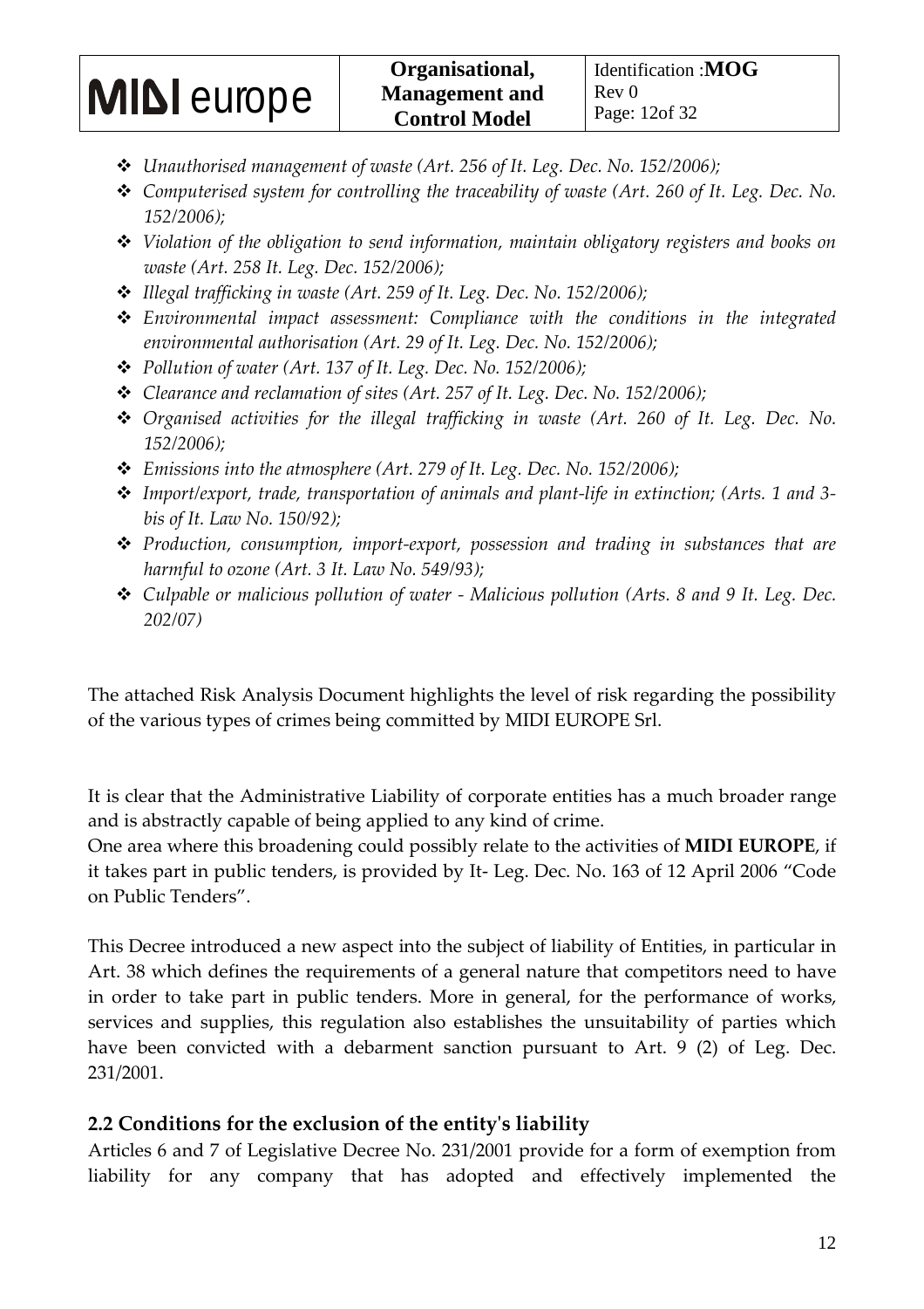- *Unauthorised management of waste (Art. 256 of It. Leg. Dec. No. 152/2006);*
- *Computerised system for controlling the traceability of waste (Art. 260 of It. Leg. Dec. No. 152/2006);*
- *Violation of the obligation to send information, maintain obligatory registers and books on waste (Art. 258 It. Leg. Dec. 152/2006);*
- *Illegal trafficking in waste (Art. 259 of It. Leg. Dec. No. 152/2006);*
- *Environmental impact assessment: Compliance with the conditions in the integrated environmental authorisation (Art. 29 of It. Leg. Dec. No. 152/2006);*
- *Pollution of water (Art. 137 of It. Leg. Dec. No. 152/2006);*
- *Clearance and reclamation of sites (Art. 257 of It. Leg. Dec. No. 152/2006);*
- *Organised activities for the illegal trafficking in waste (Art. 260 of It. Leg. Dec. No. 152/2006);*
- *Emissions into the atmosphere (Art. 279 of It. Leg. Dec. No. 152/2006);*
- *Import/export, trade, transportation of animals and plant-life in extinction; (Arts. 1 and 3-bis of It. Law No. 150/92);*
- *Production, consumption, import-export, possession and trading in substances that are harmful to ozone (Art. 3 It. Law No. 549/93);*
- *Culpable or malicious pollution of water - Malicious pollution (Arts. 8 and 9 It. Leg. Dec. 202/07)*

The attached Risk Analysis Document highlights the level of risk regarding the possibility of the various types of crimes being committed by MIDI EUROPE Srl.

It is clear that the Administrative Liability of corporate entities has a much broader range and is abstractly capable of being applied to any kind of crime.
One area where this broadening could possibly relate to the activities of **MIDI EUROPE**, if it takes part in public tenders, is provided by It- Leg. Dec. No. 163 of 12 April 2006 "Code on Public Tenders".

This Decree introduced a new aspect into the subject of liability of Entities, in particular in Art. 38 which defines the requirements of a general nature that competitors need to have in order to take part in public tenders. More in general, for the performance of works, services and supplies, this regulation also establishes the unsuitability of parties which have been convicted with a debarment sanction pursuant to Art. 9 (2) of Leg. Dec. 231/2001.

## 2.2 Conditions for the exclusion of the entity's liability

Articles 6 and 7 of Legislative Decree No. 231/2001 provide for a form of exemption from liability for any company that has adopted and effectively implemented the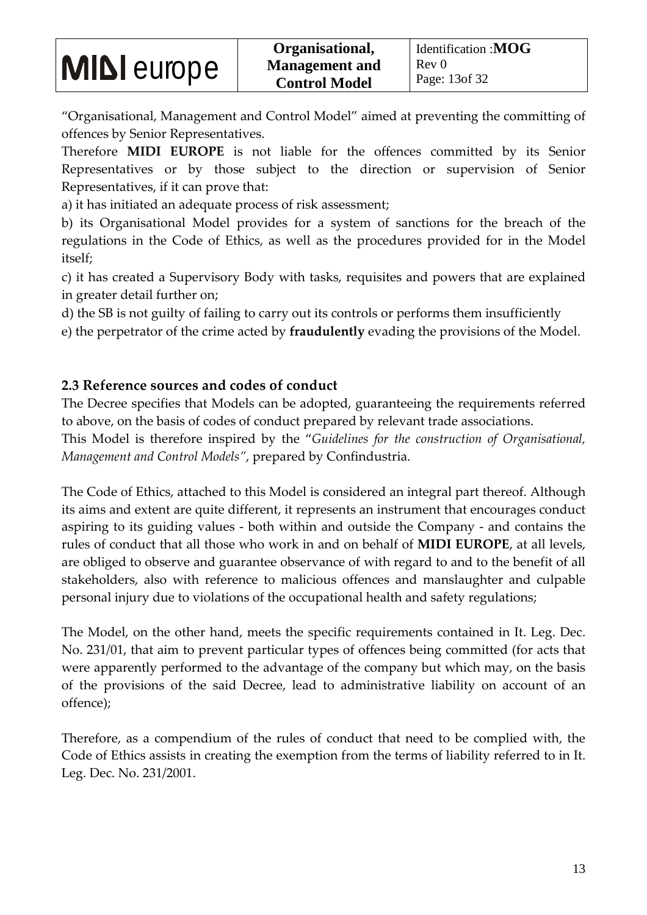"Organisational, Management and Control Model" aimed at preventing the committing of offences by Senior Representatives.

Therefore **MIDI EUROPE** is not liable for the offences committed by its Senior Representatives or by those subject to the direction or supervision of Senior Representatives, if it can prove that:

a) it has initiated an adequate process of risk assessment;

b) its Organisational Model provides for a system of sanctions for the breach of the regulations in the Code of Ethics, as well as the procedures provided for in the Model itself;

c) it has created a Supervisory Body with tasks, requisites and powers that are explained in greater detail further on;

d) the SB is not guilty of failing to carry out its controls or performs them insufficiently

e) the perpetrator of the crime acted by **fraudulently** evading the provisions of the Model.

### 2.3 Reference sources and codes of conduct

The Decree specifies that Models can be adopted, guaranteeing the requirements referred to above, on the basis of codes of conduct prepared by relevant trade associations.

This Model is therefore inspired by the "*Guidelines for the construction of Organisational, Management and Control Models*", prepared by Confindustria.

The Code of Ethics, attached to this Model is considered an integral part thereof. Although its aims and extent are quite different, it represents an instrument that encourages conduct aspiring to its guiding values - both within and outside the Company - and contains the rules of conduct that all those who work in and on behalf of **MIDI EUROPE**, at all levels, are obliged to observe and guarantee observance of with regard to and to the benefit of all stakeholders, also with reference to malicious offences and manslaughter and culpable personal injury due to violations of the occupational health and safety regulations;

The Model, on the other hand, meets the specific requirements contained in It. Leg. Dec. No. 231/01, that aim to prevent particular types of offences being committed (for acts that were apparently performed to the advantage of the company but which may, on the basis of the provisions of the said Decree, lead to administrative liability on account of an offence);

Therefore, as a compendium of the rules of conduct that need to be complied with, the Code of Ethics assists in creating the exemption from the terms of liability referred to in It. Leg. Dec. No. 231/2001.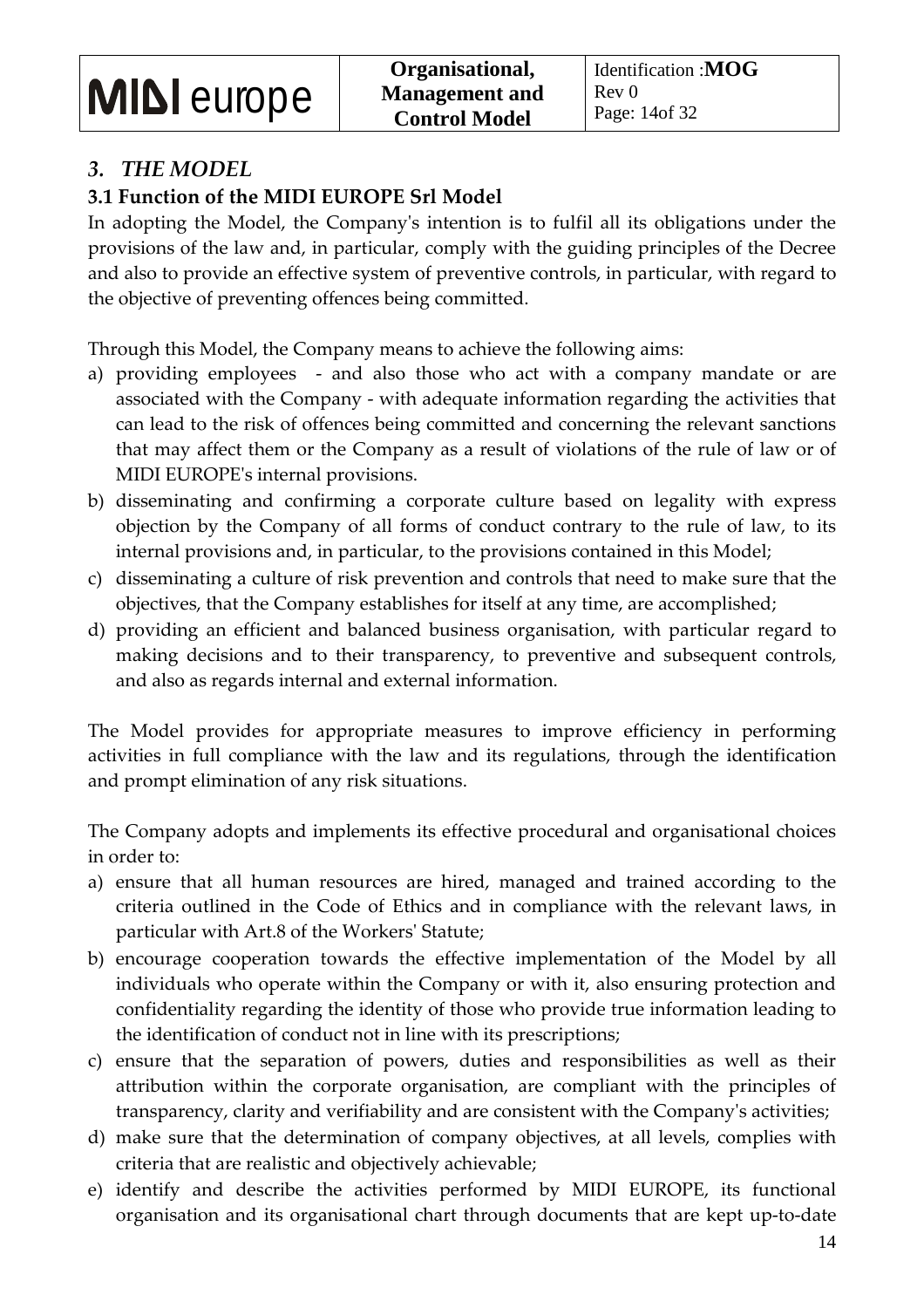## *3. THE MODEL*

### 3.1 Function of the MIDI EUROPE Srl Model

In adopting the Model, the Company's intention is to fulfil all its obligations under the provisions of the law and, in particular, comply with the guiding principles of the Decree and also to provide an effective system of preventive controls, in particular, with regard to the objective of preventing offences being committed.

Through this Model, the Company means to achieve the following aims:

a) providing employees - and also those who act with a company mandate or are associated with the Company - with adequate information regarding the activities that can lead to the risk of offences being committed and concerning the relevant sanctions that may affect them or the Company as a result of violations of the rule of law or of MIDI EUROPE's internal provisions.
b) disseminating and confirming a corporate culture based on legality with express objection by the Company of all forms of conduct contrary to the rule of law, to its internal provisions and, in particular, to the provisions contained in this Model;
c) disseminating a culture of risk prevention and controls that need to make sure that the objectives, that the Company establishes for itself at any time, are accomplished;
d) providing an efficient and balanced business organisation, with particular regard to making decisions and to their transparency, to preventive and subsequent controls, and also as regards internal and external information.

The Model provides for appropriate measures to improve efficiency in performing activities in full compliance with the law and its regulations, through the identification and prompt elimination of any risk situations.

The Company adopts and implements its effective procedural and organisational choices in order to:

a) ensure that all human resources are hired, managed and trained according to the criteria outlined in the Code of Ethics and in compliance with the relevant laws, in particular with Art.8 of the Workers' Statute;
b) encourage cooperation towards the effective implementation of the Model by all individuals who operate within the Company or with it, also ensuring protection and confidentiality regarding the identity of those who provide true information leading to the identification of conduct not in line with its prescriptions;
c) ensure that the separation of powers, duties and responsibilities as well as their attribution within the corporate organisation, are compliant with the principles of transparency, clarity and verifiability and are consistent with the Company's activities;
d) make sure that the determination of company objectives, at all levels, complies with criteria that are realistic and objectively achievable;
e) identify and describe the activities performed by MIDI EUROPE, its functional organisation and its organisational chart through documents that are kept up-to-date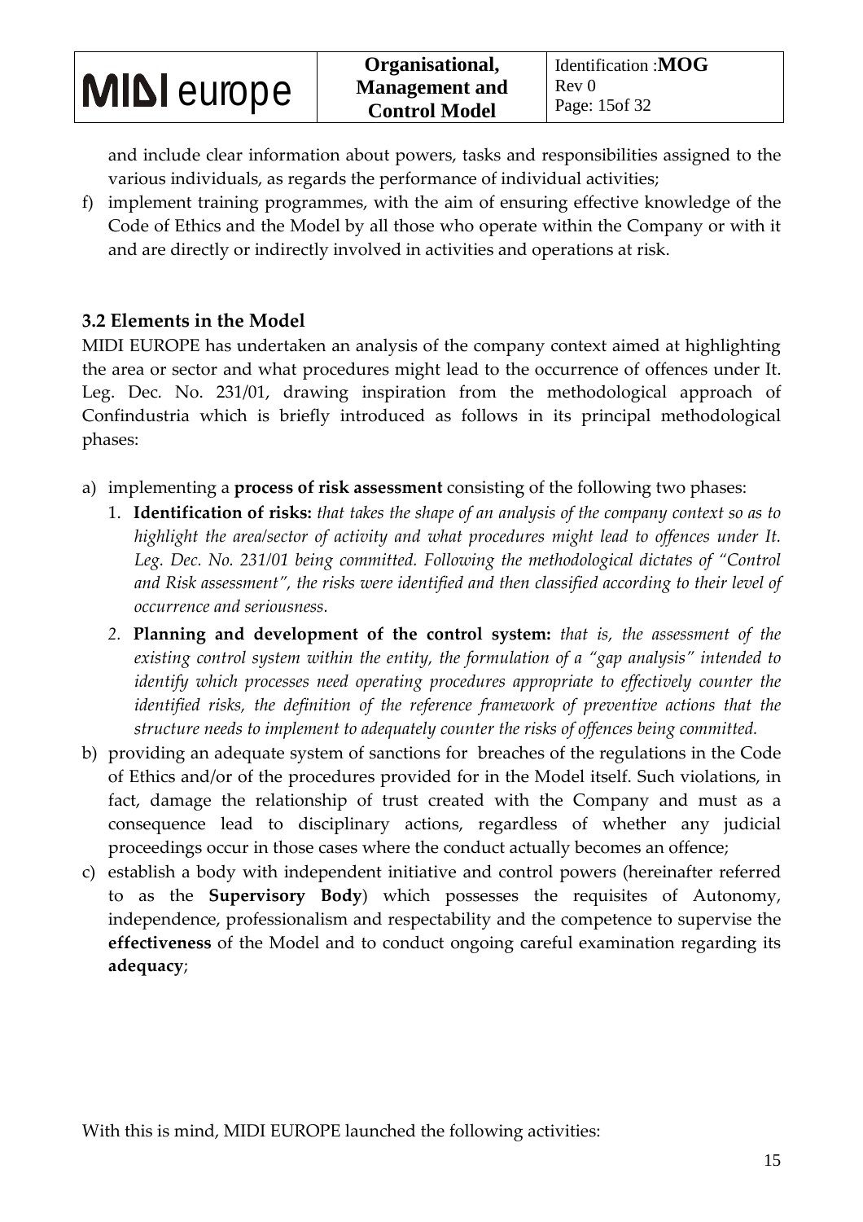and include clear information about powers, tasks and responsibilities assigned to the various individuals, as regards the performance of individual activities;

f) implement training programmes, with the aim of ensuring effective knowledge of the Code of Ethics and the Model by all those who operate within the Company or with it and are directly or indirectly involved in activities and operations at risk.

### 3.2 Elements in the Model

MIDI EUROPE has undertaken an analysis of the company context aimed at highlighting the area or sector and what procedures might lead to the occurrence of offences under It. Leg. Dec. No. 231/01, drawing inspiration from the methodological approach of Confindustria which is briefly introduced as follows in its principal methodological phases:

a) implementing a **process of risk assessment** consisting of the following two phases:
   1. **Identification of risks:** *that takes the shape of an analysis of the company context so as to highlight the area/sector of activity and what procedures might lead to offences under It. Leg. Dec. No. 231/01 being committed. Following the methodological dictates of "Control and Risk assessment", the risks were identified and then classified according to their level of occurrence and seriousness.*
   2. **Planning and development of the control system:** *that is, the assessment of the existing control system within the entity, the formulation of a "gap analysis" intended to identify which processes need operating procedures appropriate to effectively counter the identified risks, the definition of the reference framework of preventive actions that the structure needs to implement to adequately counter the risks of offences being committed.*

b) providing an adequate system of sanctions for breaches of the regulations in the Code of Ethics and/or of the procedures provided for in the Model itself. Such violations, in fact, damage the relationship of trust created with the Company and must as a consequence lead to disciplinary actions, regardless of whether any judicial proceedings occur in those cases where the conduct actually becomes an offence;

c) establish a body with independent initiative and control powers (hereinafter referred to as the **Supervisory Body**) which possesses the requisites of Autonomy, independence, professionalism and respectability and the competence to supervise the **effectiveness** of the Model and to conduct ongoing careful examination regarding its **adequacy**;

With this is mind, MIDI EUROPE launched the following activities: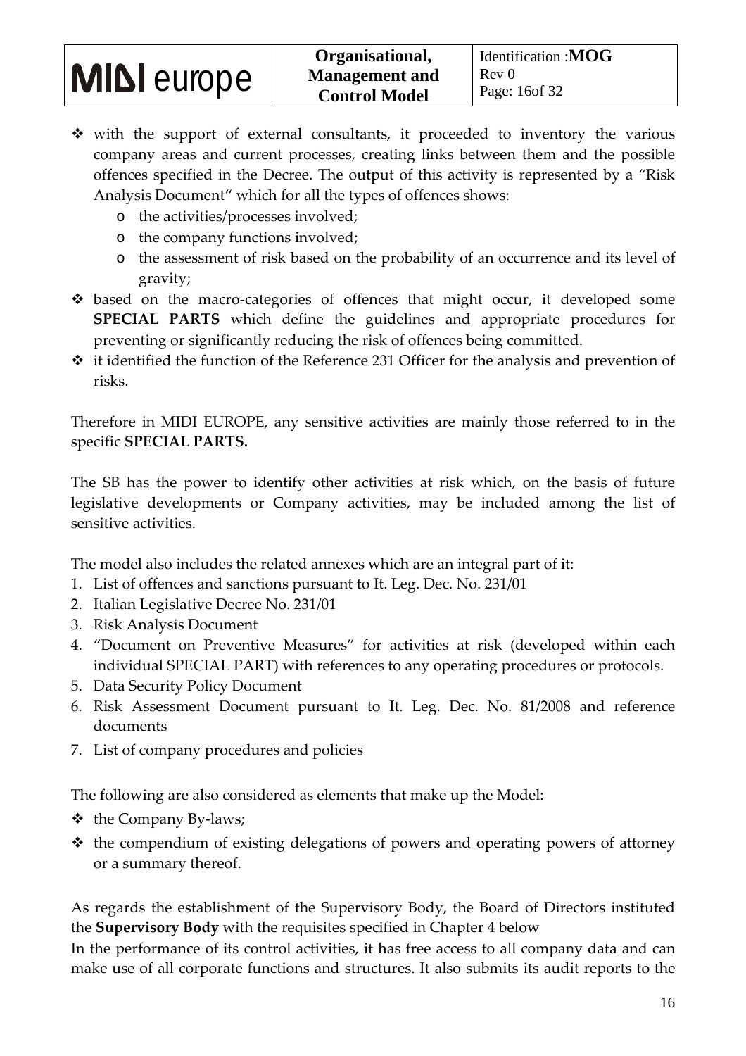- with the support of external consultants, it proceeded to inventory the various company areas and current processes, creating links between them and the possible offences specified in the Decree. The output of this activity is represented by a "Risk Analysis Document" which for all the types of offences shows:
  - the activities/processes involved;
  - the company functions involved;
  - the assessment of risk based on the probability of an occurrence and its level of gravity;
- based on the macro-categories of offences that might occur, it developed some **SPECIAL PARTS** which define the guidelines and appropriate procedures for preventing or significantly reducing the risk of offences being committed.
- it identified the function of the Reference 231 Officer for the analysis and prevention of risks.

Therefore in MIDI EUROPE, any sensitive activities are mainly those referred to in the specific **SPECIAL PARTS.**

The SB has the power to identify other activities at risk which, on the basis of future legislative developments or Company activities, may be included among the list of sensitive activities.

The model also includes the related annexes which are an integral part of it:

1. List of offences and sanctions pursuant to It. Leg. Dec. No. 231/01
2. Italian Legislative Decree No. 231/01
3. Risk Analysis Document
4. "Document on Preventive Measures" for activities at risk (developed within each individual SPECIAL PART) with references to any operating procedures or protocols.
5. Data Security Policy Document
6. Risk Assessment Document pursuant to It. Leg. Dec. No. 81/2008 and reference documents
7. List of company procedures and policies

The following are also considered as elements that make up the Model:

- the Company By-laws;
- the compendium of existing delegations of powers and operating powers of attorney or a summary thereof.

As regards the establishment of the Supervisory Body, the Board of Directors instituted the **Supervisory Body** with the requisites specified in Chapter 4 below

In the performance of its control activities, it has free access to all company data and can make use of all corporate functions and structures. It also submits its audit reports to the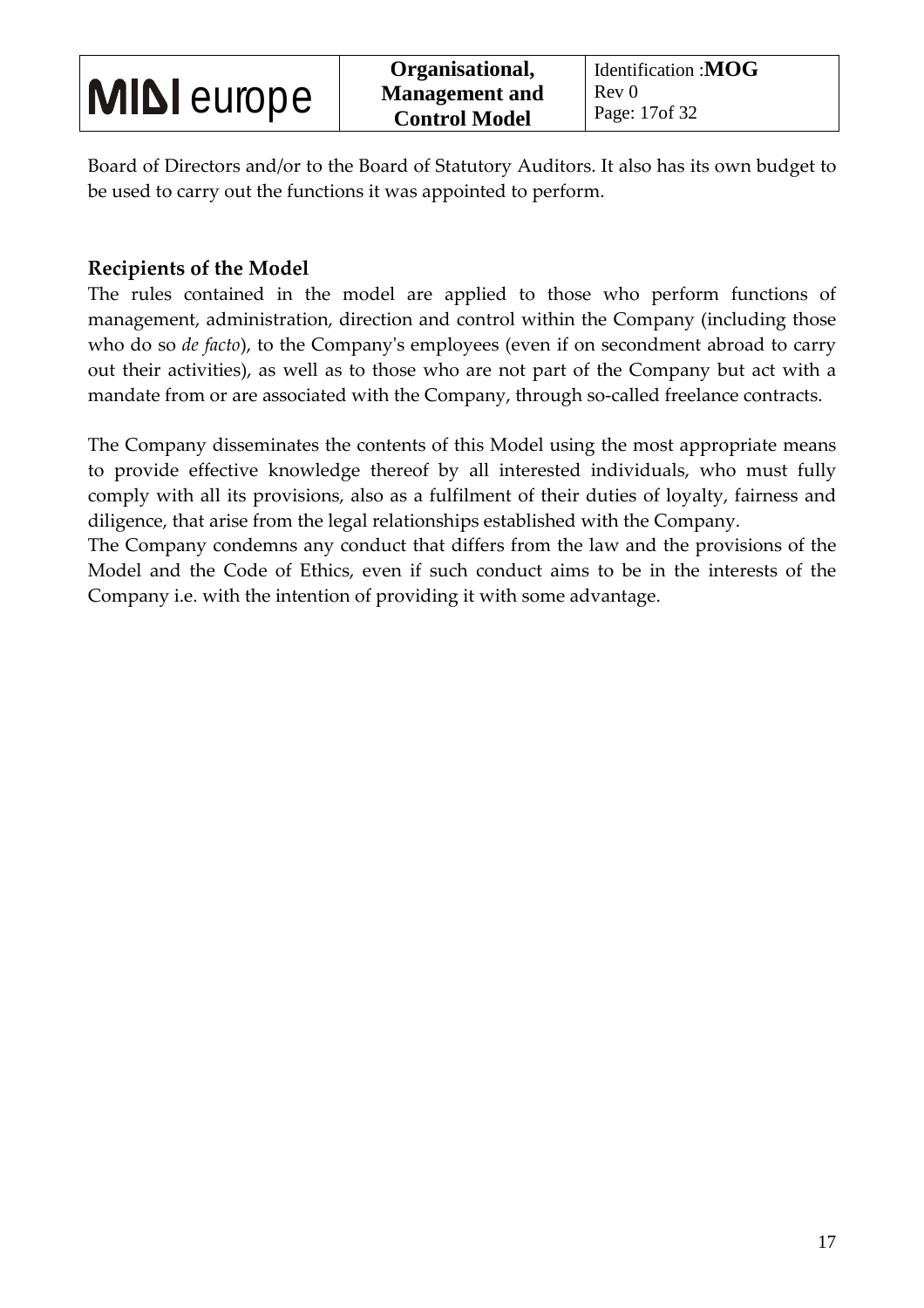Board of Directors and/or to the Board of Statutory Auditors. It also has its own budget to be used to carry out the functions it was appointed to perform.

## Recipients of the Model

The rules contained in the model are applied to those who perform functions of management, administration, direction and control within the Company (including those who do so *de facto*), to the Company's employees (even if on secondment abroad to carry out their activities), as well as to those who are not part of the Company but act with a mandate from or are associated with the Company, through so-called freelance contracts.

The Company disseminates the contents of this Model using the most appropriate means to provide effective knowledge thereof by all interested individuals, who must fully comply with all its provisions, also as a fulfilment of their duties of loyalty, fairness and diligence, that arise from the legal relationships established with the Company.

The Company condemns any conduct that differs from the law and the provisions of the Model and the Code of Ethics, even if such conduct aims to be in the interests of the Company i.e. with the intention of providing it with some advantage.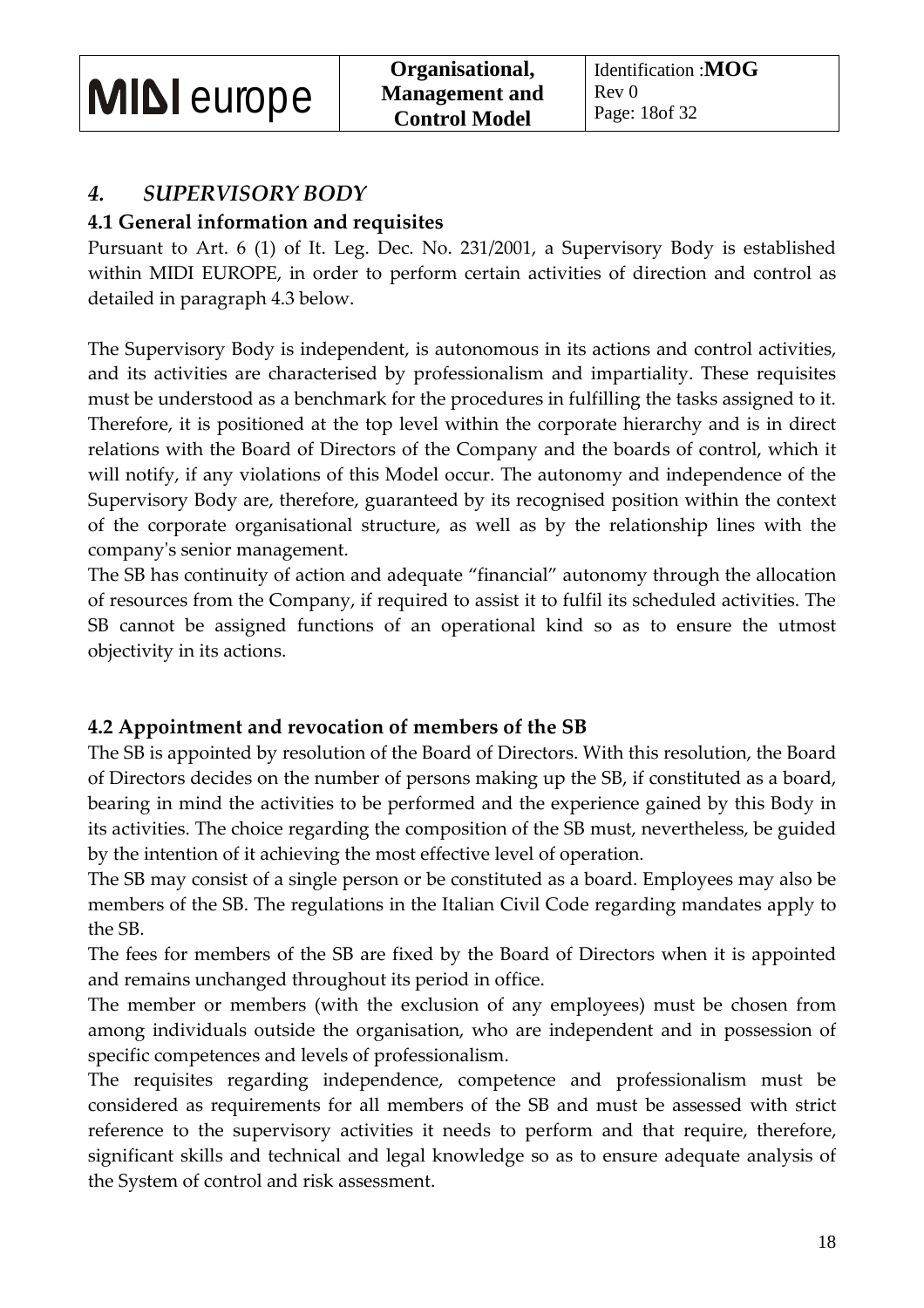## *4. SUPERVISORY BODY*

### 4.1 General information and requisites

Pursuant to Art. 6 (1) of It. Leg. Dec. No. 231/2001, a Supervisory Body is established within MIDI EUROPE, in order to perform certain activities of direction and control as detailed in paragraph 4.3 below.

The Supervisory Body is independent, is autonomous in its actions and control activities, and its activities are characterised by professionalism and impartiality. These requisites must be understood as a benchmark for the procedures in fulfilling the tasks assigned to it. Therefore, it is positioned at the top level within the corporate hierarchy and is in direct relations with the Board of Directors of the Company and the boards of control, which it will notify, if any violations of this Model occur. The autonomy and independence of the Supervisory Body are, therefore, guaranteed by its recognised position within the context of the corporate organisational structure, as well as by the relationship lines with the company's senior management.

The SB has continuity of action and adequate "financial" autonomy through the allocation of resources from the Company, if required to assist it to fulfil its scheduled activities. The SB cannot be assigned functions of an operational kind so as to ensure the utmost objectivity in its actions.

### 4.2 Appointment and revocation of members of the SB

The SB is appointed by resolution of the Board of Directors. With this resolution, the Board of Directors decides on the number of persons making up the SB, if constituted as a board, bearing in mind the activities to be performed and the experience gained by this Body in its activities. The choice regarding the composition of the SB must, nevertheless, be guided by the intention of it achieving the most effective level of operation.

The SB may consist of a single person or be constituted as a board. Employees may also be members of the SB. The regulations in the Italian Civil Code regarding mandates apply to the SB.

The fees for members of the SB are fixed by the Board of Directors when it is appointed and remains unchanged throughout its period in office.

The member or members (with the exclusion of any employees) must be chosen from among individuals outside the organisation, who are independent and in possession of specific competences and levels of professionalism.

The requisites regarding independence, competence and professionalism must be considered as requirements for all members of the SB and must be assessed with strict reference to the supervisory activities it needs to perform and that require, therefore, significant skills and technical and legal knowledge so as to ensure adequate analysis of the System of control and risk assessment.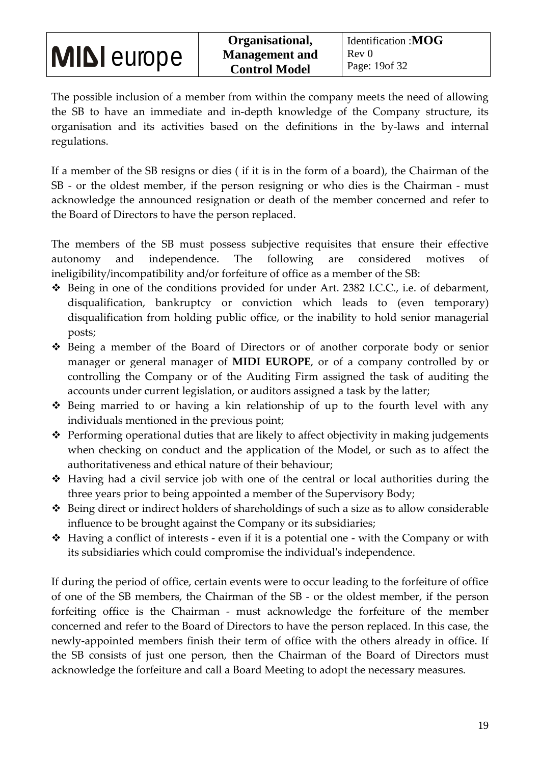The possible inclusion of a member from within the company meets the need of allowing the SB to have an immediate and in-depth knowledge of the Company structure, its organisation and its activities based on the definitions in the by-laws and internal regulations.

If a member of the SB resigns or dies ( if it is in the form of a board), the Chairman of the SB - or the oldest member, if the person resigning or who dies is the Chairman - must acknowledge the announced resignation or death of the member concerned and refer to the Board of Directors to have the person replaced.

The members of the SB must possess subjective requisites that ensure their effective autonomy and independence. The following are considered motives of ineligibility/incompatibility and/or forfeiture of office as a member of the SB:

- Being in one of the conditions provided for under Art. 2382 I.C.C., i.e. of debarment, disqualification, bankruptcy or conviction which leads to (even temporary) disqualification from holding public office, or the inability to hold senior managerial posts;
- Being a member of the Board of Directors or of another corporate body or senior manager or general manager of **MIDI EUROPE**, or of a company controlled by or controlling the Company or of the Auditing Firm assigned the task of auditing the accounts under current legislation, or auditors assigned a task by the latter;
- Being married to or having a kin relationship of up to the fourth level with any individuals mentioned in the previous point;
- Performing operational duties that are likely to affect objectivity in making judgements when checking on conduct and the application of the Model, or such as to affect the authoritativeness and ethical nature of their behaviour;
- Having had a civil service job with one of the central or local authorities during the three years prior to being appointed a member of the Supervisory Body;
- Being direct or indirect holders of shareholdings of such a size as to allow considerable influence to be brought against the Company or its subsidiaries;
- Having a conflict of interests - even if it is a potential one - with the Company or with its subsidiaries which could compromise the individual's independence.

If during the period of office, certain events were to occur leading to the forfeiture of office of one of the SB members, the Chairman of the SB - or the oldest member, if the person forfeiting office is the Chairman - must acknowledge the forfeiture of the member concerned and refer to the Board of Directors to have the person replaced. In this case, the newly-appointed members finish their term of office with the others already in office. If the SB consists of just one person, then the Chairman of the Board of Directors must acknowledge the forfeiture and call a Board Meeting to adopt the necessary measures.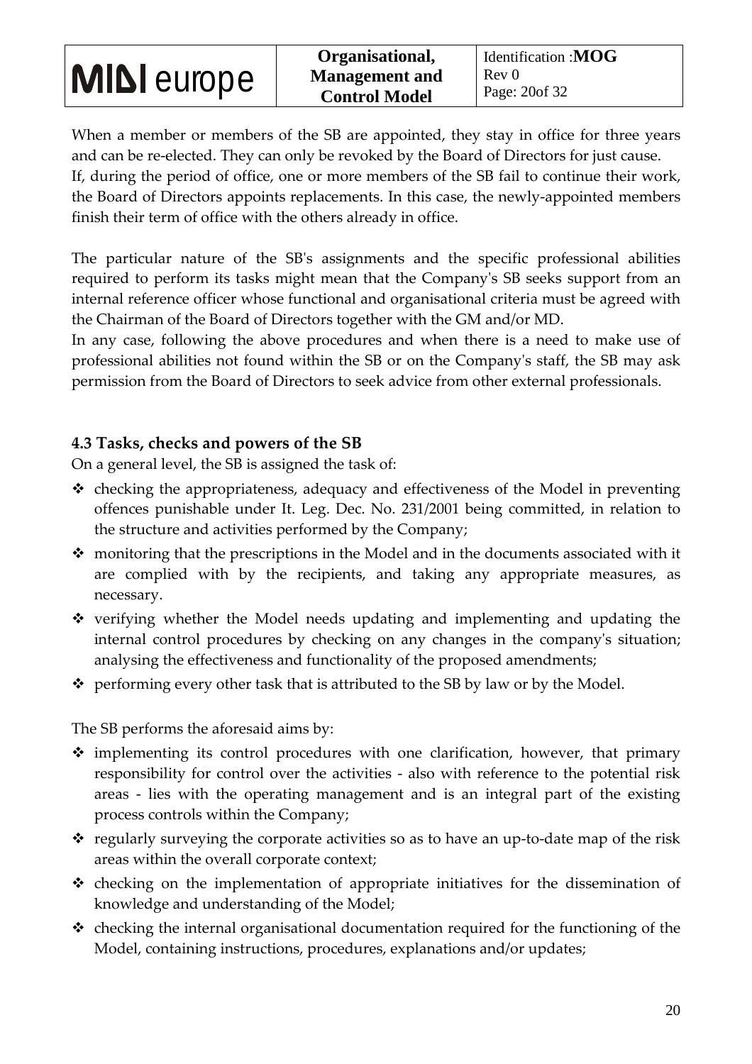When a member or members of the SB are appointed, they stay in office for three years and can be re-elected. They can only be revoked by the Board of Directors for just cause.
If, during the period of office, one or more members of the SB fail to continue their work, the Board of Directors appoints replacements. In this case, the newly-appointed members finish their term of office with the others already in office.

The particular nature of the SB's assignments and the specific professional abilities required to perform its tasks might mean that the Company's SB seeks support from an internal reference officer whose functional and organisational criteria must be agreed with the Chairman of the Board of Directors together with the GM and/or MD.
In any case, following the above procedures and when there is a need to make use of professional abilities not found within the SB or on the Company's staff, the SB may ask permission from the Board of Directors to seek advice from other external professionals.

### 4.3 Tasks, checks and powers of the SB

On a general level, the SB is assigned the task of:

- checking the appropriateness, adequacy and effectiveness of the Model in preventing offences punishable under It. Leg. Dec. No. 231/2001 being committed, in relation to the structure and activities performed by the Company;
- monitoring that the prescriptions in the Model and in the documents associated with it are complied with by the recipients, and taking any appropriate measures, as necessary.
- verifying whether the Model needs updating and implementing and updating the internal control procedures by checking on any changes in the company's situation; analysing the effectiveness and functionality of the proposed amendments;
- performing every other task that is attributed to the SB by law or by the Model.

The SB performs the aforesaid aims by:

- implementing its control procedures with one clarification, however, that primary responsibility for control over the activities - also with reference to the potential risk areas - lies with the operating management and is an integral part of the existing process controls within the Company;
- regularly surveying the corporate activities so as to have an up-to-date map of the risk areas within the overall corporate context;
- checking on the implementation of appropriate initiatives for the dissemination of knowledge and understanding of the Model;
- checking the internal organisational documentation required for the functioning of the Model, containing instructions, procedures, explanations and/or updates;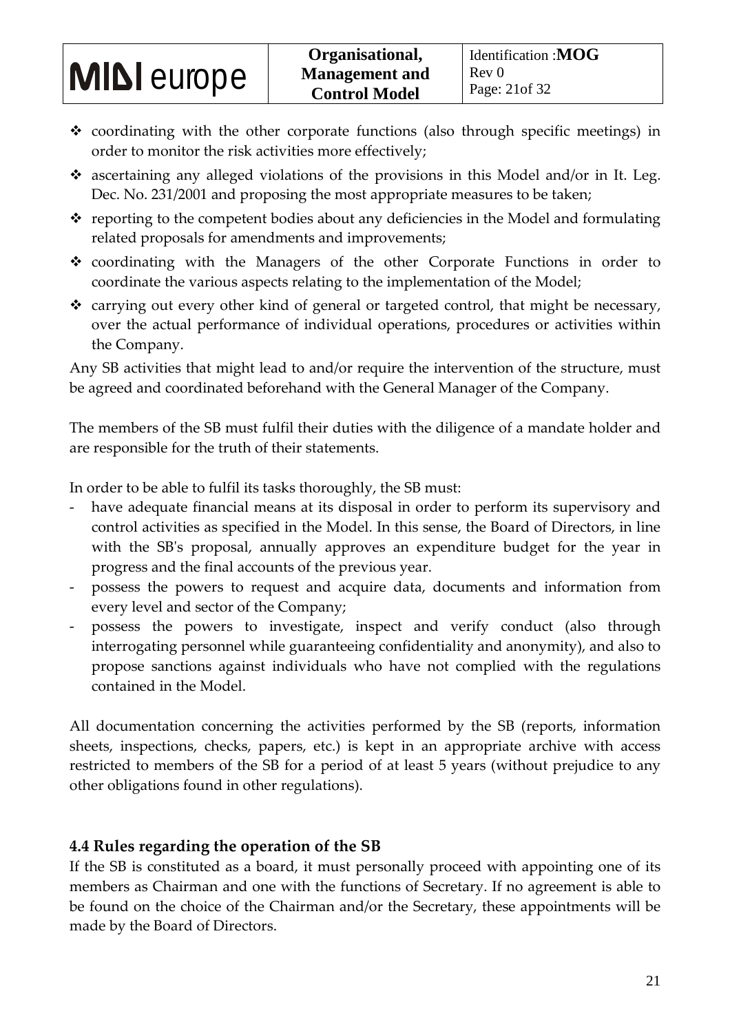- coordinating with the other corporate functions (also through specific meetings) in order to monitor the risk activities more effectively;
- ascertaining any alleged violations of the provisions in this Model and/or in It. Leg. Dec. No. 231/2001 and proposing the most appropriate measures to be taken;
- reporting to the competent bodies about any deficiencies in the Model and formulating related proposals for amendments and improvements;
- coordinating with the Managers of the other Corporate Functions in order to coordinate the various aspects relating to the implementation of the Model;
- carrying out every other kind of general or targeted control, that might be necessary, over the actual performance of individual operations, procedures or activities within the Company.

Any SB activities that might lead to and/or require the intervention of the structure, must be agreed and coordinated beforehand with the General Manager of the Company.

The members of the SB must fulfil their duties with the diligence of a mandate holder and are responsible for the truth of their statements.

In order to be able to fulfil its tasks thoroughly, the SB must:

- have adequate financial means at its disposal in order to perform its supervisory and control activities as specified in the Model. In this sense, the Board of Directors, in line with the SB's proposal, annually approves an expenditure budget for the year in progress and the final accounts of the previous year.
- possess the powers to request and acquire data, documents and information from every level and sector of the Company;
- possess the powers to investigate, inspect and verify conduct (also through interrogating personnel while guaranteeing confidentiality and anonymity), and also to propose sanctions against individuals who have not complied with the regulations contained in the Model.

All documentation concerning the activities performed by the SB (reports, information sheets, inspections, checks, papers, etc.) is kept in an appropriate archive with access restricted to members of the SB for a period of at least 5 years (without prejudice to any other obligations found in other regulations).

### 4.4 Rules regarding the operation of the SB

If the SB is constituted as a board, it must personally proceed with appointing one of its members as Chairman and one with the functions of Secretary. If no agreement is able to be found on the choice of the Chairman and/or the Secretary, these appointments will be made by the Board of Directors.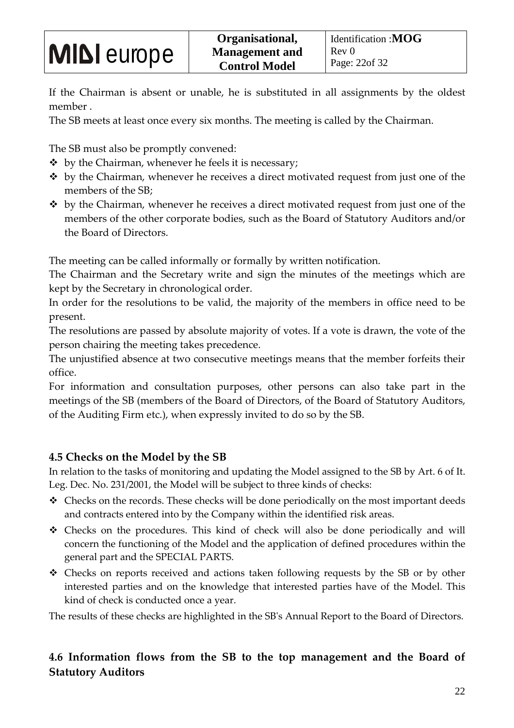If the Chairman is absent or unable, he is substituted in all assignments by the oldest member .

The SB meets at least once every six months. The meeting is called by the Chairman.

The SB must also be promptly convened:

- by the Chairman, whenever he feels it is necessary;
- by the Chairman, whenever he receives a direct motivated request from just one of the members of the SB;
- by the Chairman, whenever he receives a direct motivated request from just one of the members of the other corporate bodies, such as the Board of Statutory Auditors and/or the Board of Directors.

The meeting can be called informally or formally by written notification.

The Chairman and the Secretary write and sign the minutes of the meetings which are kept by the Secretary in chronological order.

In order for the resolutions to be valid, the majority of the members in office need to be present.

The resolutions are passed by absolute majority of votes. If a vote is drawn, the vote of the person chairing the meeting takes precedence.

The unjustified absence at two consecutive meetings means that the member forfeits their office.

For information and consultation purposes, other persons can also take part in the meetings of the SB (members of the Board of Directors, of the Board of Statutory Auditors, of the Auditing Firm etc.), when expressly invited to do so by the SB.

### 4.5 Checks on the Model by the SB

In relation to the tasks of monitoring and updating the Model assigned to the SB by Art. 6 of It. Leg. Dec. No. 231/2001, the Model will be subject to three kinds of checks:

- Checks on the records. These checks will be done periodically on the most important deeds and contracts entered into by the Company within the identified risk areas.
- Checks on the procedures. This kind of check will also be done periodically and will concern the functioning of the Model and the application of defined procedures within the general part and the SPECIAL PARTS.
- Checks on reports received and actions taken following requests by the SB or by other interested parties and on the knowledge that interested parties have of the Model. This kind of check is conducted once a year.

The results of these checks are highlighted in the SB's Annual Report to the Board of Directors.

### 4.6 Information flows from the SB to the top management and the Board of Statutory Auditors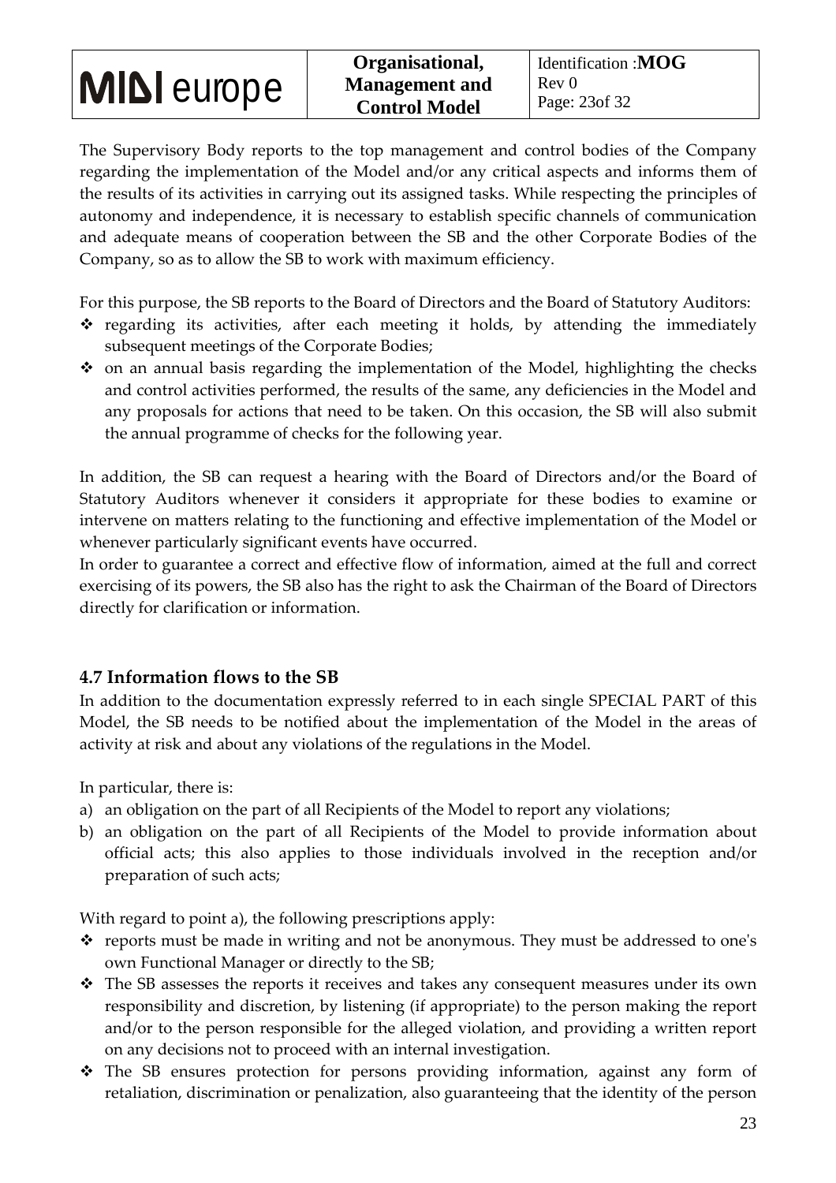The Supervisory Body reports to the top management and control bodies of the Company regarding the implementation of the Model and/or any critical aspects and informs them of the results of its activities in carrying out its assigned tasks. While respecting the principles of autonomy and independence, it is necessary to establish specific channels of communication and adequate means of cooperation between the SB and the other Corporate Bodies of the Company, so as to allow the SB to work with maximum efficiency.

For this purpose, the SB reports to the Board of Directors and the Board of Statutory Auditors:

- regarding its activities, after each meeting it holds, by attending the immediately subsequent meetings of the Corporate Bodies;
- on an annual basis regarding the implementation of the Model, highlighting the checks and control activities performed, the results of the same, any deficiencies in the Model and any proposals for actions that need to be taken. On this occasion, the SB will also submit the annual programme of checks for the following year.

In addition, the SB can request a hearing with the Board of Directors and/or the Board of Statutory Auditors whenever it considers it appropriate for these bodies to examine or intervene on matters relating to the functioning and effective implementation of the Model or whenever particularly significant events have occurred.

In order to guarantee a correct and effective flow of information, aimed at the full and correct exercising of its powers, the SB also has the right to ask the Chairman of the Board of Directors directly for clarification or information.

### 4.7 Information flows to the SB

In addition to the documentation expressly referred to in each single SPECIAL PART of this Model, the SB needs to be notified about the implementation of the Model in the areas of activity at risk and about any violations of the regulations in the Model.

In particular, there is:

a) an obligation on the part of all Recipients of the Model to report any violations;
b) an obligation on the part of all Recipients of the Model to provide information about official acts; this also applies to those individuals involved in the reception and/or preparation of such acts;

With regard to point a), the following prescriptions apply:

- reports must be made in writing and not be anonymous. They must be addressed to one's own Functional Manager or directly to the SB;
- The SB assesses the reports it receives and takes any consequent measures under its own responsibility and discretion, by listening (if appropriate) to the person making the report and/or to the person responsible for the alleged violation, and providing a written report on any decisions not to proceed with an internal investigation.
- The SB ensures protection for persons providing information, against any form of retaliation, discrimination or penalization, also guaranteeing that the identity of the person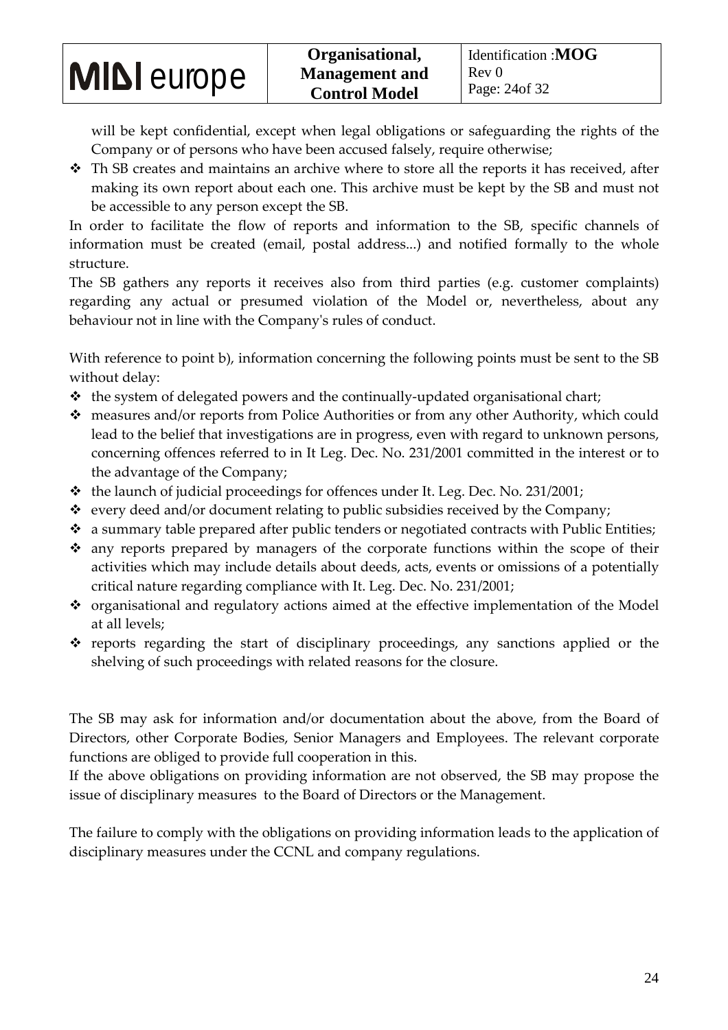will be kept confidential, except when legal obligations or safeguarding the rights of the Company or of persons who have been accused falsely, require otherwise;

- Th SB creates and maintains an archive where to store all the reports it has received, after making its own report about each one. This archive must be kept by the SB and must not be accessible to any person except the SB.

In order to facilitate the flow of reports and information to the SB, specific channels of information must be created (email, postal address...) and notified formally to the whole structure.

The SB gathers any reports it receives also from third parties (e.g. customer complaints) regarding any actual or presumed violation of the Model or, nevertheless, about any behaviour not in line with the Company's rules of conduct.

With reference to point b), information concerning the following points must be sent to the SB without delay:

- the system of delegated powers and the continually-updated organisational chart;
- measures and/or reports from Police Authorities or from any other Authority, which could lead to the belief that investigations are in progress, even with regard to unknown persons, concerning offences referred to in It Leg. Dec. No. 231/2001 committed in the interest or to the advantage of the Company;
- the launch of judicial proceedings for offences under It. Leg. Dec. No. 231/2001;
- every deed and/or document relating to public subsidies received by the Company;
- a summary table prepared after public tenders or negotiated contracts with Public Entities;
- any reports prepared by managers of the corporate functions within the scope of their activities which may include details about deeds, acts, events or omissions of a potentially critical nature regarding compliance with It. Leg. Dec. No. 231/2001;
- organisational and regulatory actions aimed at the effective implementation of the Model at all levels;
- reports regarding the start of disciplinary proceedings, any sanctions applied or the shelving of such proceedings with related reasons for the closure.

The SB may ask for information and/or documentation about the above, from the Board of Directors, other Corporate Bodies, Senior Managers and Employees. The relevant corporate functions are obliged to provide full cooperation in this.

If the above obligations on providing information are not observed, the SB may propose the issue of disciplinary measures to the Board of Directors or the Management.

The failure to comply with the obligations on providing information leads to the application of disciplinary measures under the CCNL and company regulations.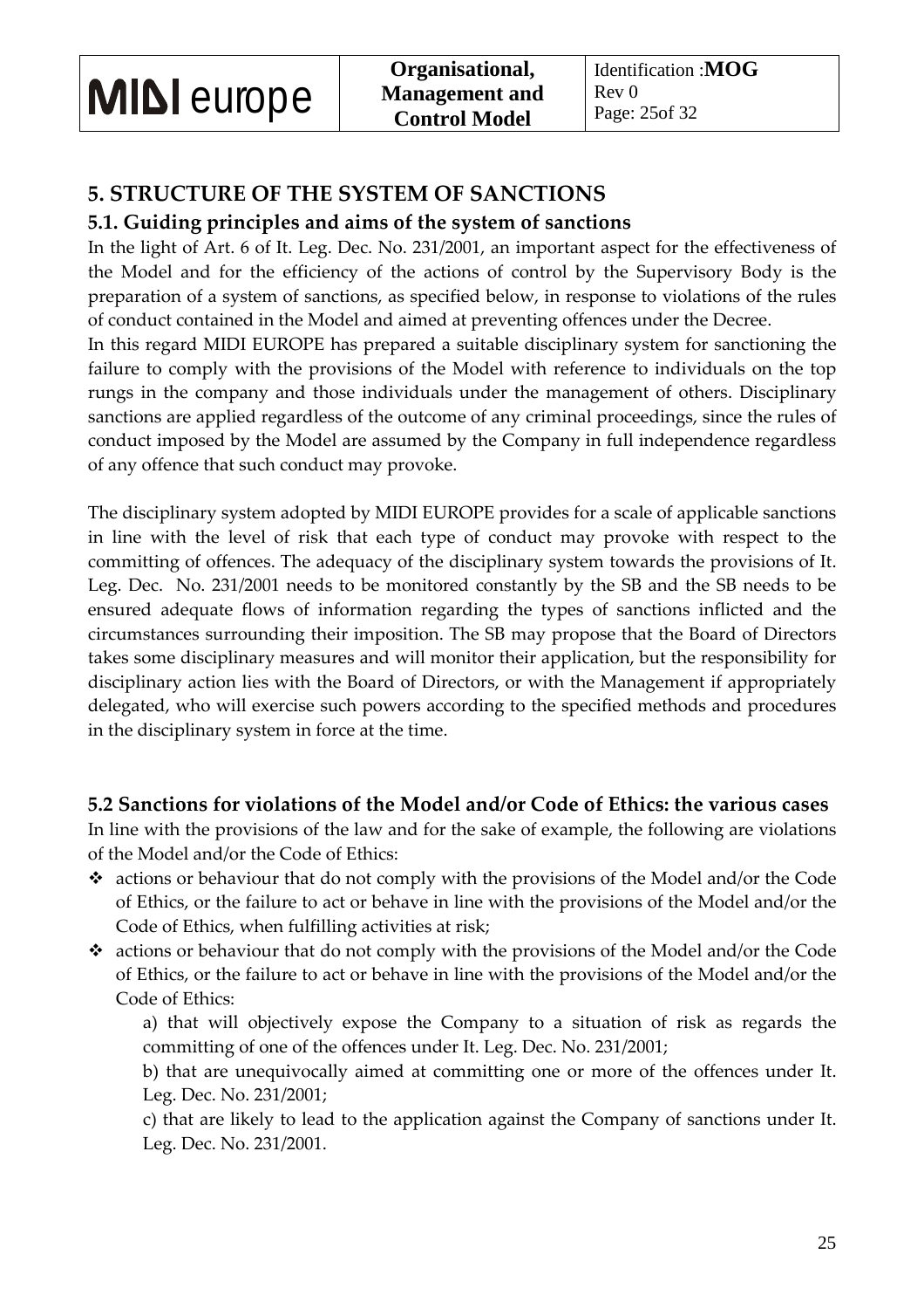## 5. STRUCTURE OF THE SYSTEM OF SANCTIONS

### 5.1. Guiding principles and aims of the system of sanctions

In the light of Art. 6 of It. Leg. Dec. No. 231/2001, an important aspect for the effectiveness of the Model and for the efficiency of the actions of control by the Supervisory Body is the preparation of a system of sanctions, as specified below, in response to violations of the rules of conduct contained in the Model and aimed at preventing offences under the Decree.

In this regard MIDI EUROPE has prepared a suitable disciplinary system for sanctioning the failure to comply with the provisions of the Model with reference to individuals on the top rungs in the company and those individuals under the management of others. Disciplinary sanctions are applied regardless of the outcome of any criminal proceedings, since the rules of conduct imposed by the Model are assumed by the Company in full independence regardless of any offence that such conduct may provoke.

The disciplinary system adopted by MIDI EUROPE provides for a scale of applicable sanctions in line with the level of risk that each type of conduct may provoke with respect to the committing of offences. The adequacy of the disciplinary system towards the provisions of It. Leg. Dec. No. 231/2001 needs to be monitored constantly by the SB and the SB needs to be ensured adequate flows of information regarding the types of sanctions inflicted and the circumstances surrounding their imposition. The SB may propose that the Board of Directors takes some disciplinary measures and will monitor their application, but the responsibility for disciplinary action lies with the Board of Directors, or with the Management if appropriately delegated, who will exercise such powers according to the specified methods and procedures in the disciplinary system in force at the time.

### 5.2 Sanctions for violations of the Model and/or Code of Ethics: the various cases

In line with the provisions of the law and for the sake of example, the following are violations of the Model and/or the Code of Ethics:

- actions or behaviour that do not comply with the provisions of the Model and/or the Code of Ethics, or the failure to act or behave in line with the provisions of the Model and/or the Code of Ethics, when fulfilling activities at risk;
- actions or behaviour that do not comply with the provisions of the Model and/or the Code of Ethics, or the failure to act or behave in line with the provisions of the Model and/or the Code of Ethics:

  a) that will objectively expose the Company to a situation of risk as regards the committing of one of the offences under It. Leg. Dec. No. 231/2001;

  b) that are unequivocally aimed at committing one or more of the offences under It. Leg. Dec. No. 231/2001;

  c) that are likely to lead to the application against the Company of sanctions under It. Leg. Dec. No. 231/2001.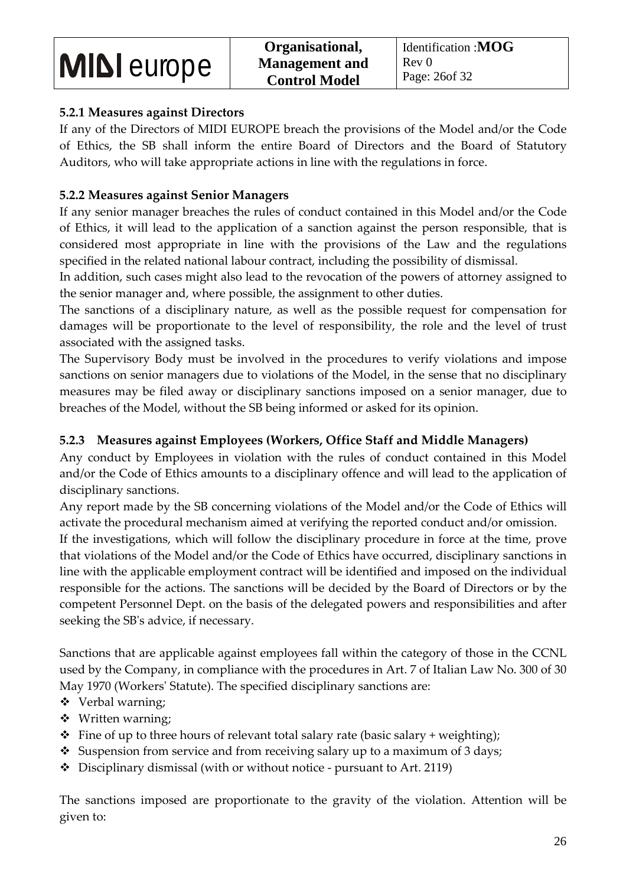#### 5.2.1 Measures against Directors

If any of the Directors of MIDI EUROPE breach the provisions of the Model and/or the Code of Ethics, the SB shall inform the entire Board of Directors and the Board of Statutory Auditors, who will take appropriate actions in line with the regulations in force.

#### 5.2.2 Measures against Senior Managers

If any senior manager breaches the rules of conduct contained in this Model and/or the Code of Ethics, it will lead to the application of a sanction against the person responsible, that is considered most appropriate in line with the provisions of the Law and the regulations specified in the related national labour contract, including the possibility of dismissal.

In addition, such cases might also lead to the revocation of the powers of attorney assigned to the senior manager and, where possible, the assignment to other duties.

The sanctions of a disciplinary nature, as well as the possible request for compensation for damages will be proportionate to the level of responsibility, the role and the level of trust associated with the assigned tasks.

The Supervisory Body must be involved in the procedures to verify violations and impose sanctions on senior managers due to violations of the Model, in the sense that no disciplinary measures may be filed away or disciplinary sanctions imposed on a senior manager, due to breaches of the Model, without the SB being informed or asked for its opinion.

#### 5.2.3 Measures against Employees (Workers, Office Staff and Middle Managers)

Any conduct by Employees in violation with the rules of conduct contained in this Model and/or the Code of Ethics amounts to a disciplinary offence and will lead to the application of disciplinary sanctions.

Any report made by the SB concerning violations of the Model and/or the Code of Ethics will activate the procedural mechanism aimed at verifying the reported conduct and/or omission.

If the investigations, which will follow the disciplinary procedure in force at the time, prove that violations of the Model and/or the Code of Ethics have occurred, disciplinary sanctions in line with the applicable employment contract will be identified and imposed on the individual responsible for the actions. The sanctions will be decided by the Board of Directors or by the competent Personnel Dept. on the basis of the delegated powers and responsibilities and after seeking the SB's advice, if necessary.

Sanctions that are applicable against employees fall within the category of those in the CCNL used by the Company, in compliance with the procedures in Art. 7 of Italian Law No. 300 of 30 May 1970 (Workers' Statute). The specified disciplinary sanctions are:

- Verbal warning;
- Written warning;
- Fine of up to three hours of relevant total salary rate (basic salary + weighting);
- Suspension from service and from receiving salary up to a maximum of 3 days;
- Disciplinary dismissal (with or without notice - pursuant to Art. 2119)

The sanctions imposed are proportionate to the gravity of the violation. Attention will be given to: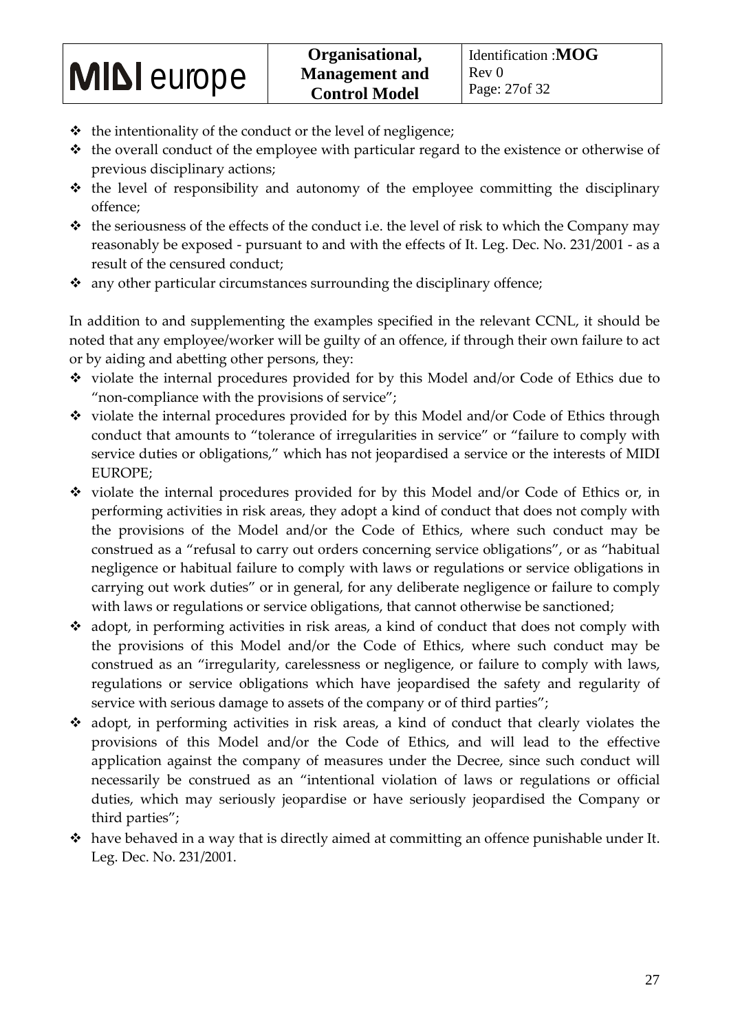- the intentionality of the conduct or the level of negligence;
- the overall conduct of the employee with particular regard to the existence or otherwise of previous disciplinary actions;
- the level of responsibility and autonomy of the employee committing the disciplinary offence;
- the seriousness of the effects of the conduct i.e. the level of risk to which the Company may reasonably be exposed - pursuant to and with the effects of It. Leg. Dec. No. 231/2001 - as a result of the censured conduct;
- any other particular circumstances surrounding the disciplinary offence;

In addition to and supplementing the examples specified in the relevant CCNL, it should be noted that any employee/worker will be guilty of an offence, if through their own failure to act or by aiding and abetting other persons, they:

- violate the internal procedures provided for by this Model and/or Code of Ethics due to "non-compliance with the provisions of service";
- violate the internal procedures provided for by this Model and/or Code of Ethics through conduct that amounts to "tolerance of irregularities in service" or "failure to comply with service duties or obligations," which has not jeopardised a service or the interests of MIDI EUROPE;
- violate the internal procedures provided for by this Model and/or Code of Ethics or, in performing activities in risk areas, they adopt a kind of conduct that does not comply with the provisions of the Model and/or the Code of Ethics, where such conduct may be construed as a "refusal to carry out orders concerning service obligations", or as "habitual negligence or habitual failure to comply with laws or regulations or service obligations in carrying out work duties" or in general, for any deliberate negligence or failure to comply with laws or regulations or service obligations, that cannot otherwise be sanctioned;
- adopt, in performing activities in risk areas, a kind of conduct that does not comply with the provisions of this Model and/or the Code of Ethics, where such conduct may be construed as an "irregularity, carelessness or negligence, or failure to comply with laws, regulations or service obligations which have jeopardised the safety and regularity of service with serious damage to assets of the company or of third parties";
- adopt, in performing activities in risk areas, a kind of conduct that clearly violates the provisions of this Model and/or the Code of Ethics, and will lead to the effective application against the company of measures under the Decree, since such conduct will necessarily be construed as an "intentional violation of laws or regulations or official duties, which may seriously jeopardise or have seriously jeopardised the Company or third parties";
- have behaved in a way that is directly aimed at committing an offence punishable under It. Leg. Dec. No. 231/2001.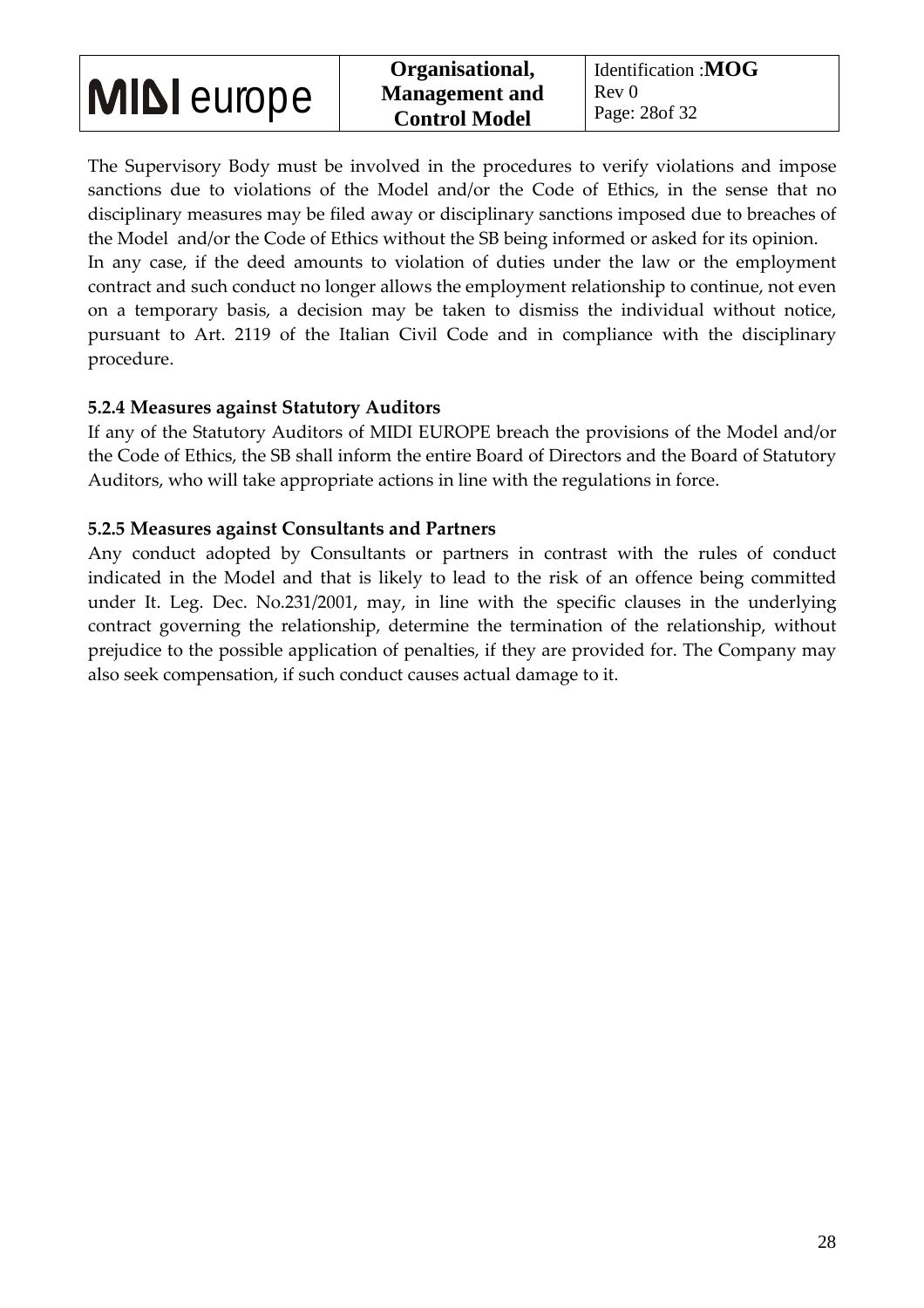The Supervisory Body must be involved in the procedures to verify violations and impose sanctions due to violations of the Model and/or the Code of Ethics, in the sense that no disciplinary measures may be filed away or disciplinary sanctions imposed due to breaches of the Model and/or the Code of Ethics without the SB being informed or asked for its opinion.
In any case, if the deed amounts to violation of duties under the law or the employment contract and such conduct no longer allows the employment relationship to continue, not even on a temporary basis, a decision may be taken to dismiss the individual without notice, pursuant to Art. 2119 of the Italian Civil Code and in compliance with the disciplinary procedure.

### 5.2.4 Measures against Statutory Auditors

If any of the Statutory Auditors of MIDI EUROPE breach the provisions of the Model and/or the Code of Ethics, the SB shall inform the entire Board of Directors and the Board of Statutory Auditors, who will take appropriate actions in line with the regulations in force.

### 5.2.5 Measures against Consultants and Partners

Any conduct adopted by Consultants or partners in contrast with the rules of conduct indicated in the Model and that is likely to lead to the risk of an offence being committed under It. Leg. Dec. No.231/2001, may, in line with the specific clauses in the underlying contract governing the relationship, determine the termination of the relationship, without prejudice to the possible application of penalties, if they are provided for. The Company may also seek compensation, if such conduct causes actual damage to it.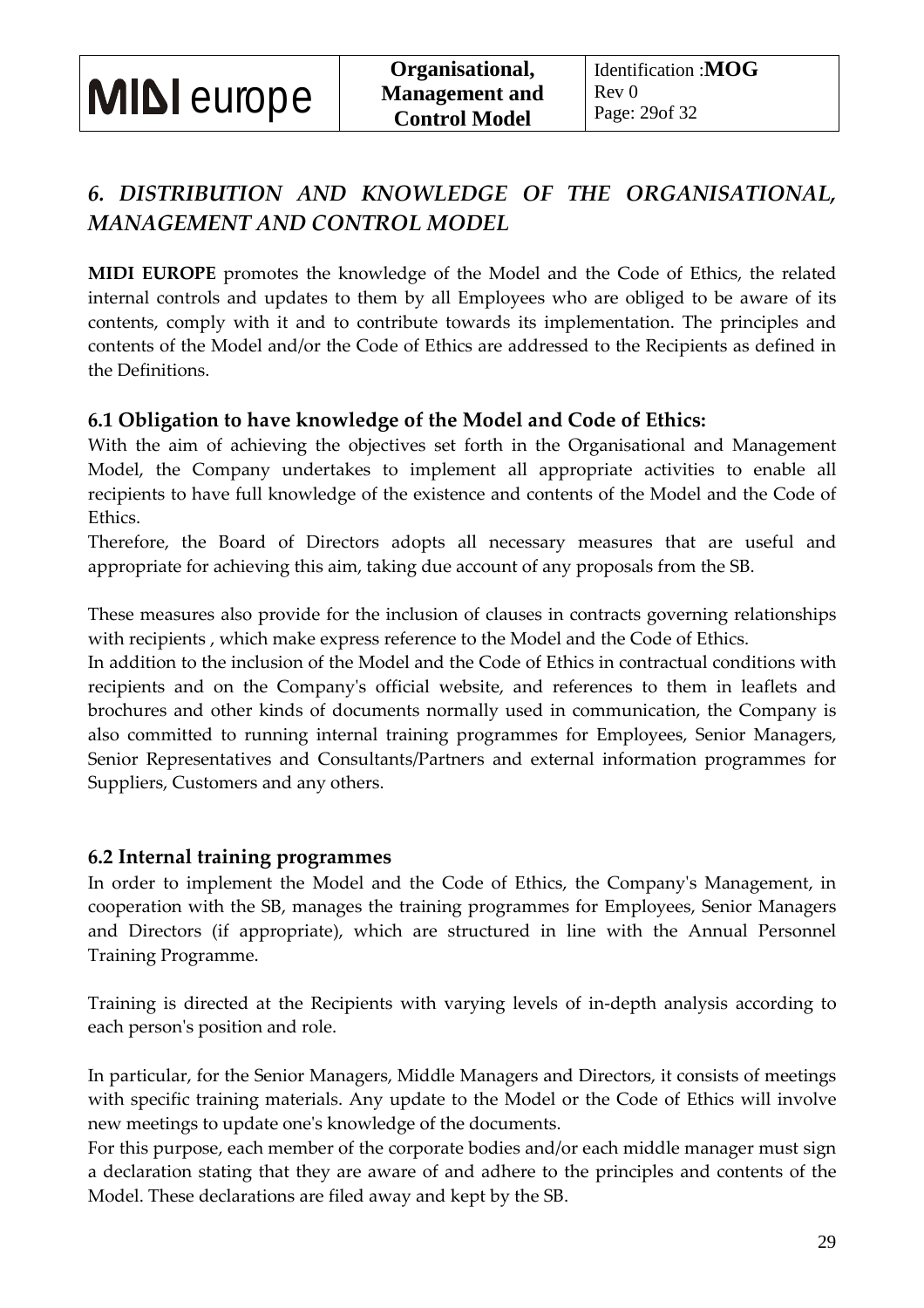# *6. DISTRIBUTION AND KNOWLEDGE OF THE ORGANISATIONAL, MANAGEMENT AND CONTROL MODEL*

**MIDI EUROPE** promotes the knowledge of the Model and the Code of Ethics, the related internal controls and updates to them by all Employees who are obliged to be aware of its contents, comply with it and to contribute towards its implementation. The principles and contents of the Model and/or the Code of Ethics are addressed to the Recipients as defined in the Definitions.

## 6.1 Obligation to have knowledge of the Model and Code of Ethics:

With the aim of achieving the objectives set forth in the Organisational and Management Model, the Company undertakes to implement all appropriate activities to enable all recipients to have full knowledge of the existence and contents of the Model and the Code of Ethics.

Therefore, the Board of Directors adopts all necessary measures that are useful and appropriate for achieving this aim, taking due account of any proposals from the SB.

These measures also provide for the inclusion of clauses in contracts governing relationships with recipients , which make express reference to the Model and the Code of Ethics.

In addition to the inclusion of the Model and the Code of Ethics in contractual conditions with recipients and on the Company's official website, and references to them in leaflets and brochures and other kinds of documents normally used in communication, the Company is also committed to running internal training programmes for Employees, Senior Managers, Senior Representatives and Consultants/Partners and external information programmes for Suppliers, Customers and any others.

## 6.2 Internal training programmes

In order to implement the Model and the Code of Ethics, the Company's Management, in cooperation with the SB, manages the training programmes for Employees, Senior Managers and Directors (if appropriate), which are structured in line with the Annual Personnel Training Programme.

Training is directed at the Recipients with varying levels of in-depth analysis according to each person's position and role.

In particular, for the Senior Managers, Middle Managers and Directors, it consists of meetings with specific training materials. Any update to the Model or the Code of Ethics will involve new meetings to update one's knowledge of the documents.

For this purpose, each member of the corporate bodies and/or each middle manager must sign a declaration stating that they are aware of and adhere to the principles and contents of the Model. These declarations are filed away and kept by the SB.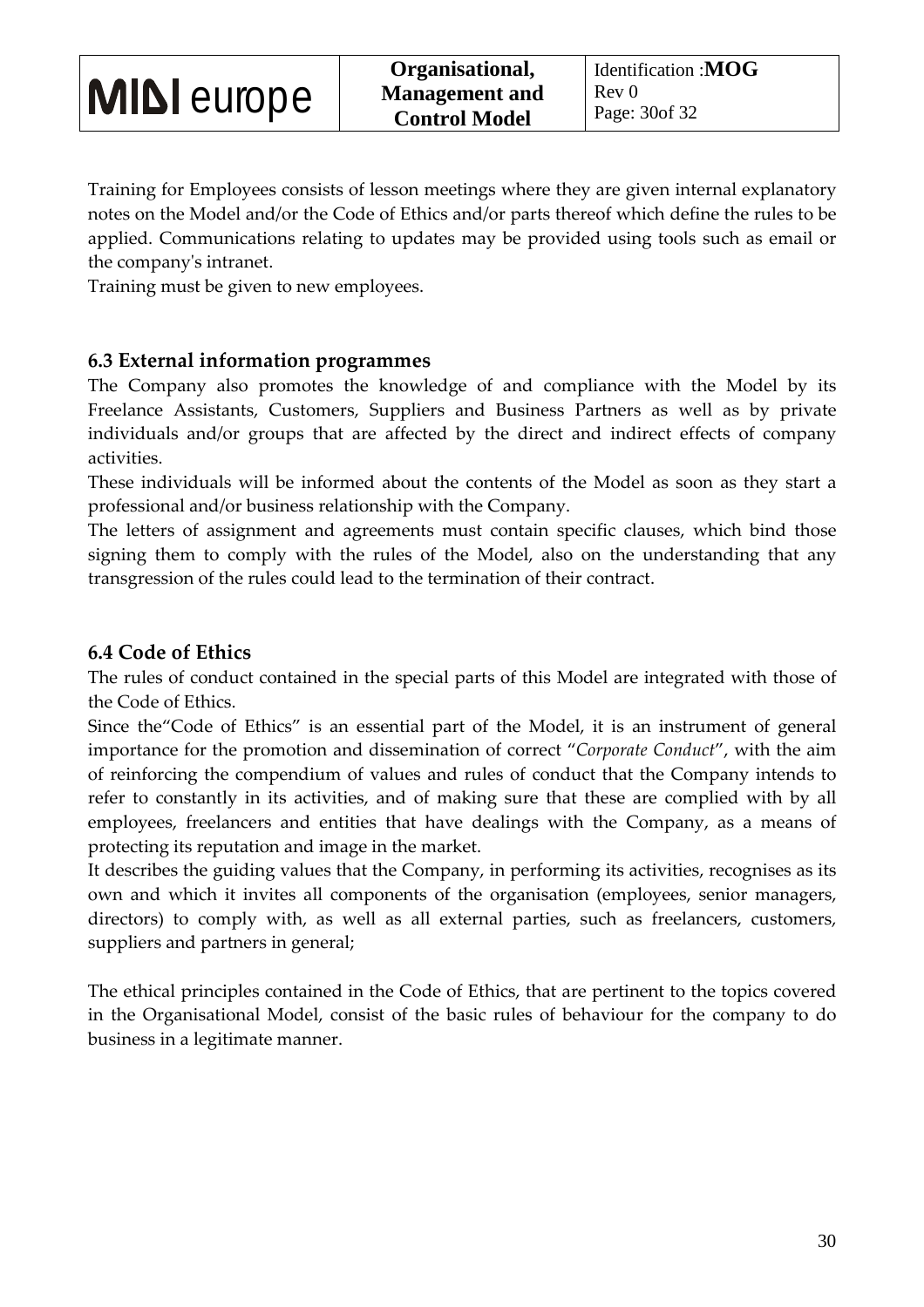Training for Employees consists of lesson meetings where they are given internal explanatory notes on the Model and/or the Code of Ethics and/or parts thereof which define the rules to be applied. Communications relating to updates may be provided using tools such as email or the company's intranet.
Training must be given to new employees.

### 6.3 External information programmes

The Company also promotes the knowledge of and compliance with the Model by its Freelance Assistants, Customers, Suppliers and Business Partners as well as by private individuals and/or groups that are affected by the direct and indirect effects of company activities.
These individuals will be informed about the contents of the Model as soon as they start a professional and/or business relationship with the Company.
The letters of assignment and agreements must contain specific clauses, which bind those signing them to comply with the rules of the Model, also on the understanding that any transgression of the rules could lead to the termination of their contract.

### 6.4 Code of Ethics

The rules of conduct contained in the special parts of this Model are integrated with those of the Code of Ethics.
Since the"Code of Ethics" is an essential part of the Model, it is an instrument of general importance for the promotion and dissemination of correct "*Corporate Conduct*", with the aim of reinforcing the compendium of values and rules of conduct that the Company intends to refer to constantly in its activities, and of making sure that these are complied with by all employees, freelancers and entities that have dealings with the Company, as a means of protecting its reputation and image in the market.
It describes the guiding values that the Company, in performing its activities, recognises as its own and which it invites all components of the organisation (employees, senior managers, directors) to comply with, as well as all external parties, such as freelancers, customers, suppliers and partners in general;

The ethical principles contained in the Code of Ethics, that are pertinent to the topics covered in the Organisational Model, consist of the basic rules of behaviour for the company to do business in a legitimate manner.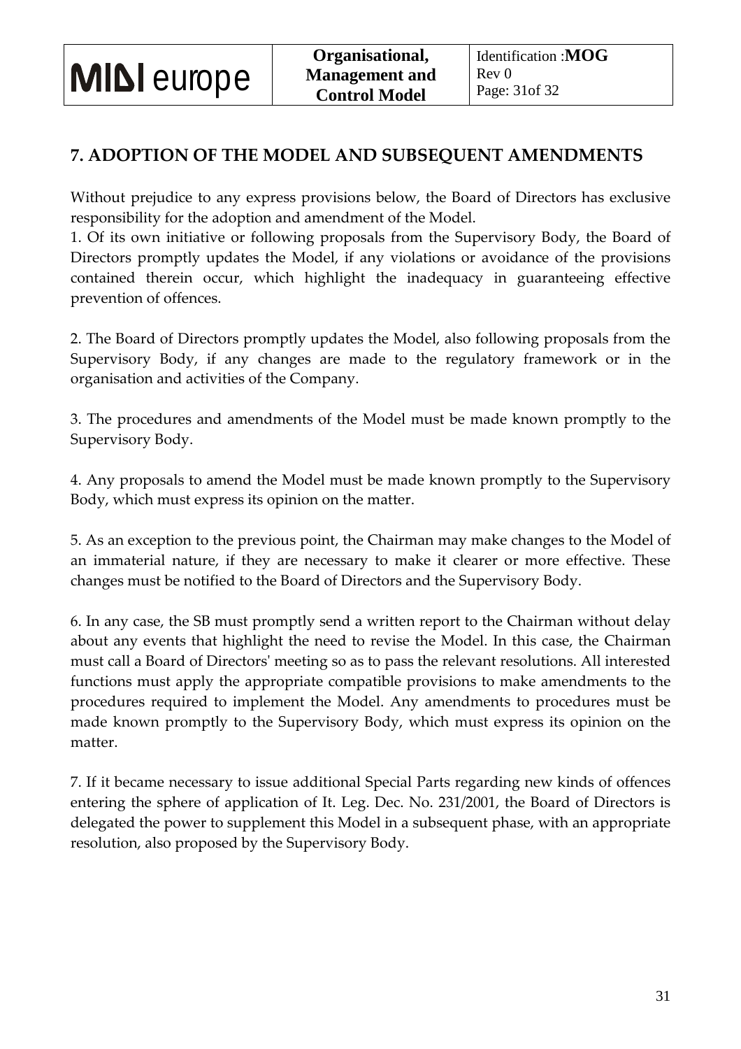## 7. ADOPTION OF THE MODEL AND SUBSEQUENT AMENDMENTS

Without prejudice to any express provisions below, the Board of Directors has exclusive responsibility for the adoption and amendment of the Model.

1. Of its own initiative or following proposals from the Supervisory Body, the Board of Directors promptly updates the Model, if any violations or avoidance of the provisions contained therein occur, which highlight the inadequacy in guaranteeing effective prevention of offences.

2. The Board of Directors promptly updates the Model, also following proposals from the Supervisory Body, if any changes are made to the regulatory framework or in the organisation and activities of the Company.

3. The procedures and amendments of the Model must be made known promptly to the Supervisory Body.

4. Any proposals to amend the Model must be made known promptly to the Supervisory Body, which must express its opinion on the matter.

5. As an exception to the previous point, the Chairman may make changes to the Model of an immaterial nature, if they are necessary to make it clearer or more effective. These changes must be notified to the Board of Directors and the Supervisory Body.

6. In any case, the SB must promptly send a written report to the Chairman without delay about any events that highlight the need to revise the Model. In this case, the Chairman must call a Board of Directors' meeting so as to pass the relevant resolutions. All interested functions must apply the appropriate compatible provisions to make amendments to the procedures required to implement the Model. Any amendments to procedures must be made known promptly to the Supervisory Body, which must express its opinion on the matter.

7. If it became necessary to issue additional Special Parts regarding new kinds of offences entering the sphere of application of It. Leg. Dec. No. 231/2001, the Board of Directors is delegated the power to supplement this Model in a subsequent phase, with an appropriate resolution, also proposed by the Supervisory Body.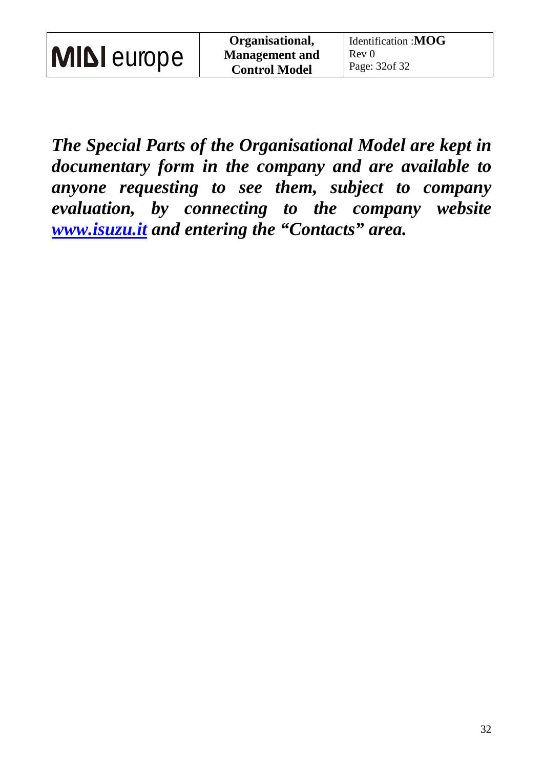***The Special Parts of the Organisational Model are kept in documentary form in the company and are available to anyone requesting to see them, subject to company evaluation, by connecting to the company website [www.isuzu.it](http://www.isuzu.it) and entering the "Contacts" area.***